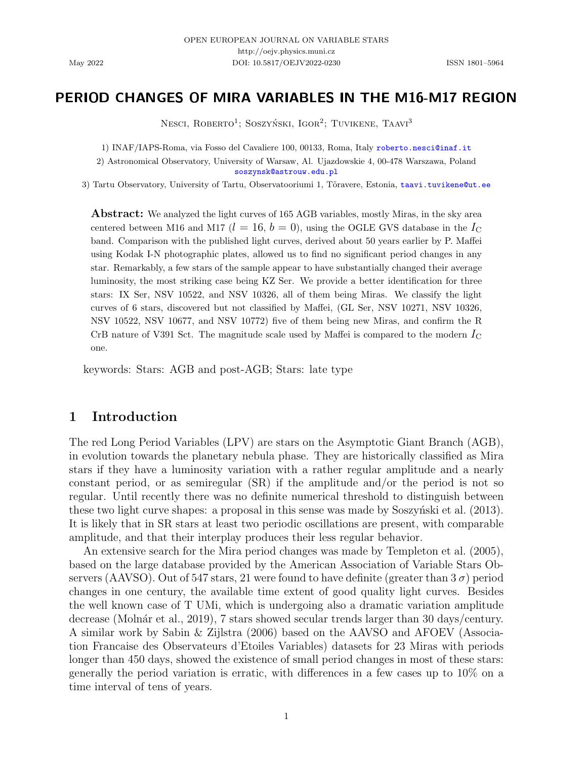OPEN EUROPEAN JOURNAL ON VARIABLE STARS
http://oejv.physics.muni.cz
May 2022 DOI: 10.5817/OEJV2022-0230 ISSN 1801–5964

# PERIOD CHANGES OF MIRA VARIABLES IN THE M16-M17 REGION

Nesci, Roberto[1]; Soszyński, Igor[2]; Tuvikene, Taavi[3]

1) INAF/IAPS-Roma, via Fosso del Cavaliere 100, 00133, Roma, Italy roberto.nesci@inaf.it

2) Astronomical Observatory, University of Warsaw, Al. Ujazdowskie 4, 00-478 Warszawa, Poland soszynsk@astrouw.edu.pl

3) Tartu Observatory, University of Tartu, Observatooriumi 1, Tõravere, Estonia, taavi.tuvikene@ut.ee

**Abstract:** We analyzed the light curves of 165 AGB variables, mostly Miras, in the sky area centered between M16 and M17 ($l = 16$, $b = 0$), using the OGLE GVS database in the $I_C$ band. Comparison with the published light curves, derived about 50 years earlier by P. Maffei using Kodak I-N photographic plates, allowed us to find no significant period changes in any star. Remarkably, a few stars of the sample appear to have substantially changed their average luminosity, the most striking case being KZ Ser. We provide a better identification for three stars: IX Ser, NSV 10522, and NSV 10326, all of them being Miras. We classify the light curves of 6 stars, discovered but not classified by Maffei, (GL Ser, NSV 10271, NSV 10326, NSV 10522, NSV 10677, and NSV 10772) five of them being new Miras, and confirm the R CrB nature of V391 Sct. The magnitude scale used by Maffei is compared to the modern $I_C$ one.

keywords: Stars: AGB and post-AGB; Stars: late type

## 1 Introduction

The red Long Period Variables (LPV) are stars on the Asymptotic Giant Branch (AGB), in evolution towards the planetary nebula phase. They are historically classified as Mira stars if they have a luminosity variation with a rather regular amplitude and a nearly constant period, or as semiregular (SR) if the amplitude and/or the period is not so regular. Until recently there was no definite numerical threshold to distinguish between these two light curve shapes: a proposal in this sense was made by Soszyński et al. (2013). It is likely that in SR stars at least two periodic oscillations are present, with comparable amplitude, and that their interplay produces their less regular behavior.

An extensive search for the Mira period changes was made by Templeton et al. (2005), based on the large database provided by the American Association of Variable Stars Observers (AAVSO). Out of 547 stars, 21 were found to have definite (greater than $3\,\sigma$) period changes in one century, the available time extent of good quality light curves. Besides the well known case of T UMi, which is undergoing also a dramatic variation amplitude decrease (Molnár et al., 2019), 7 stars showed secular trends larger than 30 days/century. A similar work by Sabin & Zijlstra (2006) based on the AAVSO and AFOEV (Association Francaise des Observateurs d'Etoiles Variables) datasets for 23 Miras with periods longer than 450 days, showed the existence of small period changes in most of these stars: generally the period variation is erratic, with differences in a few cases up to 10% on a time interval of tens of years.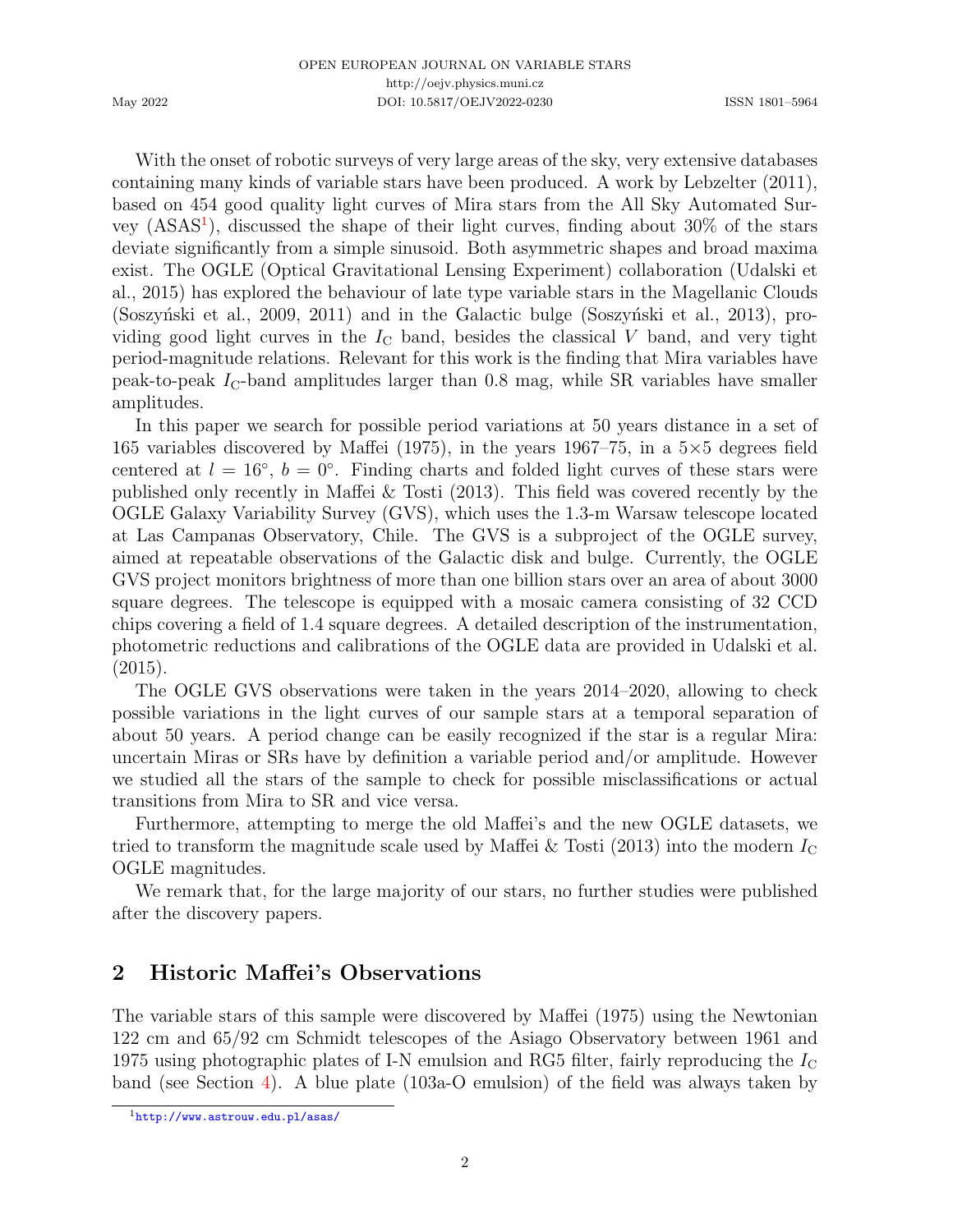With the onset of robotic surveys of very large areas of the sky, very extensive databases containing many kinds of variable stars have been produced. A work by Lebzelter (2011), based on 454 good quality light curves of Mira stars from the All Sky Automated Survey (ASAS[1]), discussed the shape of their light curves, finding about 30% of the stars deviate significantly from a simple sinusoid. Both asymmetric shapes and broad maxima exist. The OGLE (Optical Gravitational Lensing Experiment) collaboration (Udalski et al., 2015) has explored the behaviour of late type variable stars in the Magellanic Clouds (Soszyński et al., 2009, 2011) and in the Galactic bulge (Soszyński et al., 2013), providing good light curves in the $I_C$ band, besides the classical $V$ band, and very tight period-magnitude relations. Relevant for this work is the finding that Mira variables have peak-to-peak $I_C$-band amplitudes larger than 0.8 mag, while SR variables have smaller amplitudes.

In this paper we search for possible period variations at 50 years distance in a set of 165 variables discovered by Maffei (1975), in the years 1967–75, in a 5×5 degrees field centered at $l = 16^\circ$, $b = 0^\circ$. Finding charts and folded light curves of these stars were published only recently in Maffei & Tosti (2013). This field was covered recently by the OGLE Galaxy Variability Survey (GVS), which uses the 1.3-m Warsaw telescope located at Las Campanas Observatory, Chile. The GVS is a subproject of the OGLE survey, aimed at repeatable observations of the Galactic disk and bulge. Currently, the OGLE GVS project monitors brightness of more than one billion stars over an area of about 3000 square degrees. The telescope is equipped with a mosaic camera consisting of 32 CCD chips covering a field of 1.4 square degrees. A detailed description of the instrumentation, photometric reductions and calibrations of the OGLE data are provided in Udalski et al. (2015).

The OGLE GVS observations were taken in the years 2014–2020, allowing to check possible variations in the light curves of our sample stars at a temporal separation of about 50 years. A period change can be easily recognized if the star is a regular Mira: uncertain Miras or SRs have by definition a variable period and/or amplitude. However we studied all the stars of the sample to check for possible misclassifications or actual transitions from Mira to SR and vice versa.

Furthermore, attempting to merge the old Maffei's and the new OGLE datasets, we tried to transform the magnitude scale used by Maffei & Tosti (2013) into the modern $I_C$ OGLE magnitudes.

We remark that, for the large majority of our stars, no further studies were published after the discovery papers.

## 2 Historic Maffei's Observations

The variable stars of this sample were discovered by Maffei (1975) using the Newtonian 122 cm and 65/92 cm Schmidt telescopes of the Asiago Observatory between 1961 and 1975 using photographic plates of I-N emulsion and RG5 filter, fairly reproducing the $I_C$ band (see Section 4). A blue plate (103a-O emulsion) of the field was always taken by

[1] http://www.astrouw.edu.pl/asas/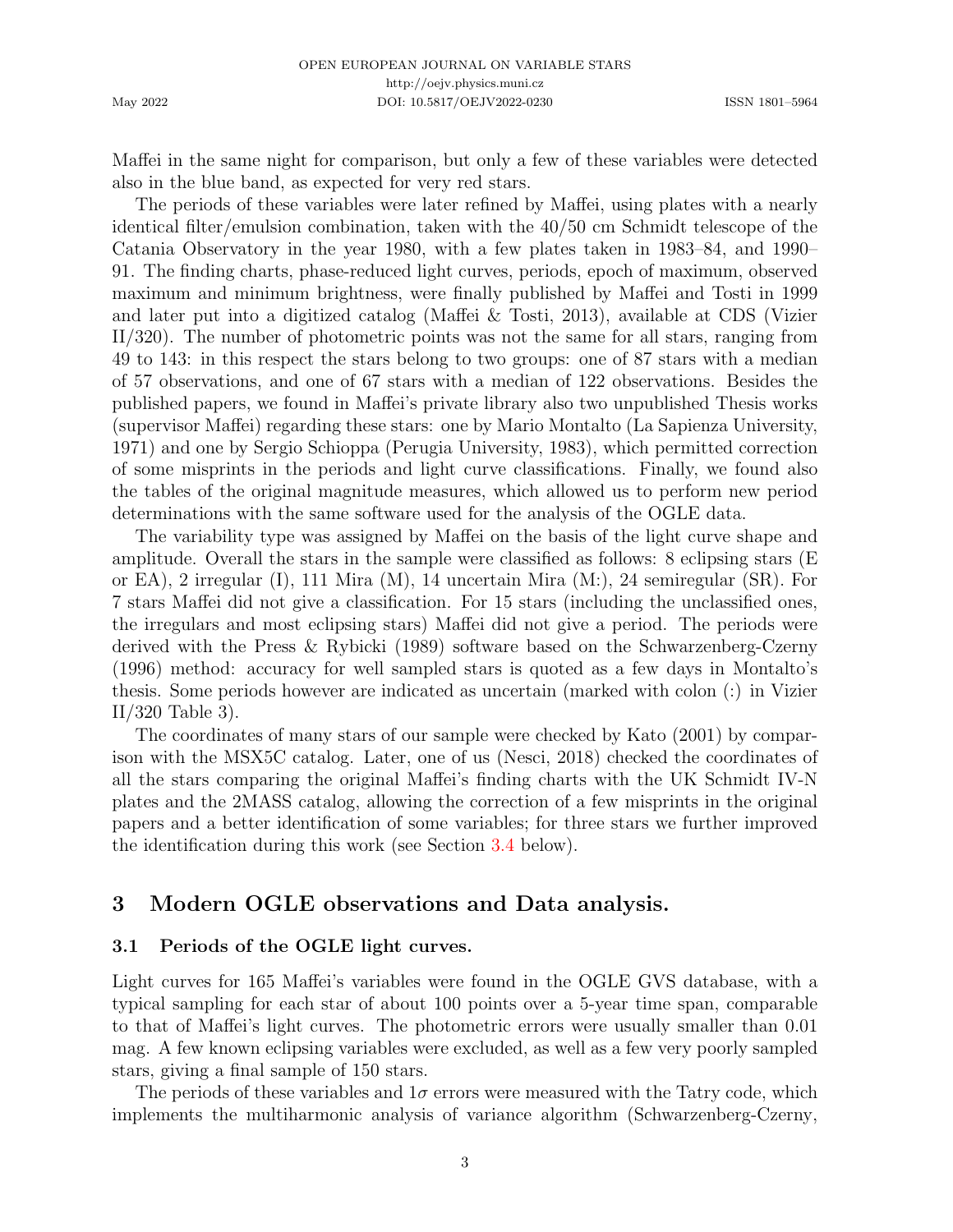Maffei in the same night for comparison, but only a few of these variables were detected also in the blue band, as expected for very red stars.

The periods of these variables were later refined by Maffei, using plates with a nearly identical filter/emulsion combination, taken with the 40/50 cm Schmidt telescope of the Catania Observatory in the year 1980, with a few plates taken in 1983–84, and 1990–91. The finding charts, phase-reduced light curves, periods, epoch of maximum, observed maximum and minimum brightness, were finally published by Maffei and Tosti in 1999 and later put into a digitized catalog (Maffei & Tosti, 2013), available at CDS (Vizier II/320). The number of photometric points was not the same for all stars, ranging from 49 to 143: in this respect the stars belong to two groups: one of 87 stars with a median of 57 observations, and one of 67 stars with a median of 122 observations. Besides the published papers, we found in Maffei's private library also two unpublished Thesis works (supervisor Maffei) regarding these stars: one by Mario Montalto (La Sapienza University, 1971) and one by Sergio Schioppa (Perugia University, 1983), which permitted correction of some misprints in the periods and light curve classifications. Finally, we found also the tables of the original magnitude measures, which allowed us to perform new period determinations with the same software used for the analysis of the OGLE data.

The variability type was assigned by Maffei on the basis of the light curve shape and amplitude. Overall the stars in the sample were classified as follows: 8 eclipsing stars (E or EA), 2 irregular (I), 111 Mira (M), 14 uncertain Mira (M:), 24 semiregular (SR). For 7 stars Maffei did not give a classification. For 15 stars (including the unclassified ones, the irregulars and most eclipsing stars) Maffei did not give a period. The periods were derived with the Press & Rybicki (1989) software based on the Schwarzenberg-Czerny (1996) method: accuracy for well sampled stars is quoted as a few days in Montalto's thesis. Some periods however are indicated as uncertain (marked with colon (:) in Vizier II/320 Table 3).

The coordinates of many stars of our sample were checked by Kato (2001) by comparison with the MSX5C catalog. Later, one of us (Nesci, 2018) checked the coordinates of all the stars comparing the original Maffei's finding charts with the UK Schmidt IV-N plates and the 2MASS catalog, allowing the correction of a few misprints in the original papers and a better identification of some variables; for three stars we further improved the identification during this work (see Section 3.4 below).

## 3 Modern OGLE observations and Data analysis.

### 3.1 Periods of the OGLE light curves.

Light curves for 165 Maffei's variables were found in the OGLE GVS database, with a typical sampling for each star of about 100 points over a 5-year time span, comparable to that of Maffei's light curves. The photometric errors were usually smaller than 0.01 mag. A few known eclipsing variables were excluded, as well as a few very poorly sampled stars, giving a final sample of 150 stars.

The periods of these variables and $1\sigma$ errors were measured with the Tatry code, which implements the multiharmonic analysis of variance algorithm (Schwarzenberg-Czerny,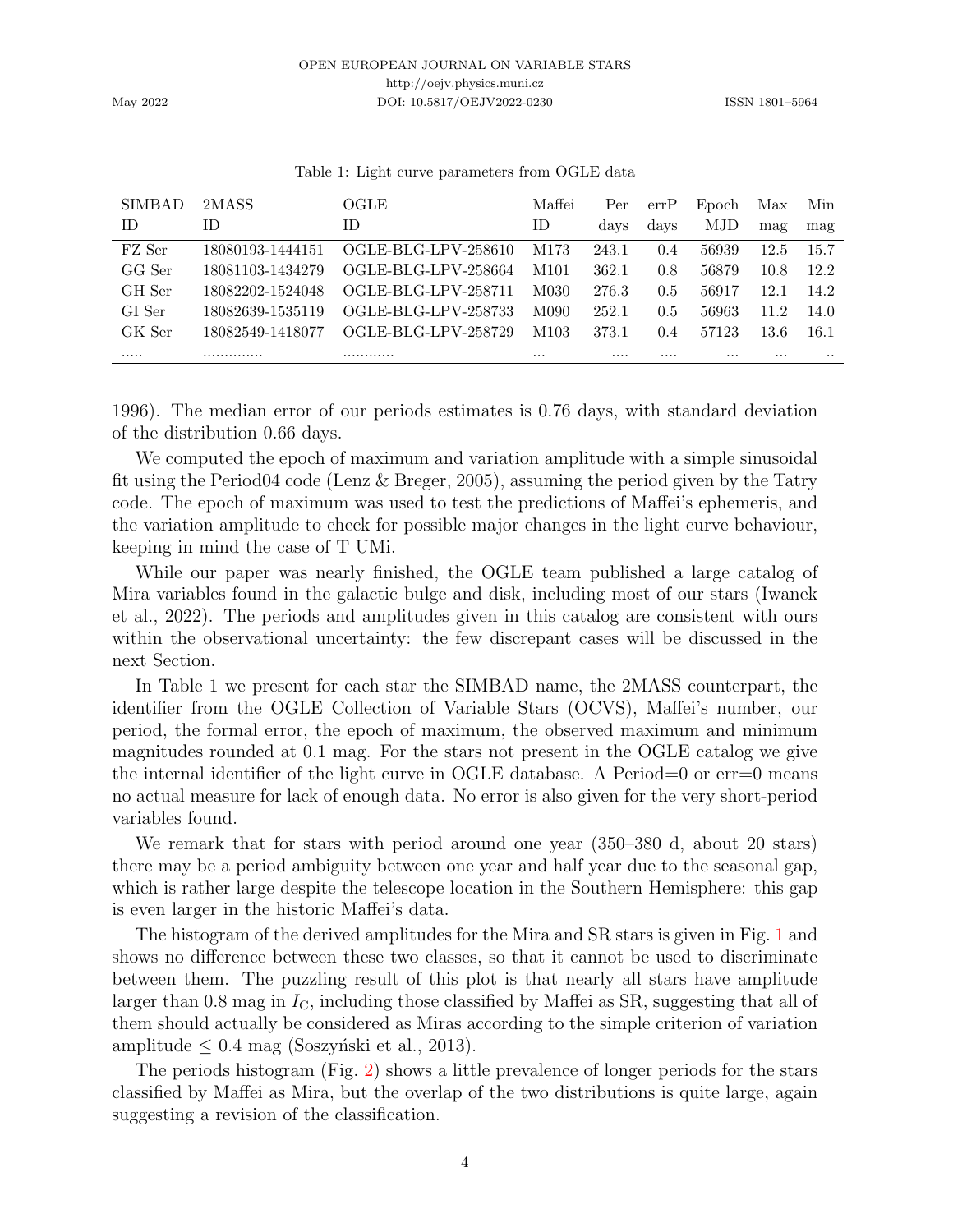Table 1: Light curve parameters from OGLE data

| SIMBAD ID | 2MASS ID | OGLE ID | Maffei ID | Per days | errP days | Epoch MJD | Max mag | Min mag |
|---|---|---|---|---|---|---|---|---|
| FZ Ser | 18080193-1444151 | OGLE-BLG-LPV-258610 | M173 | 243.1 | 0.4 | 56939 | 12.5 | 15.7 |
| GG Ser | 18081103-1434279 | OGLE-BLG-LPV-258664 | M101 | 362.1 | 0.8 | 56879 | 10.8 | 12.2 |
| GH Ser | 18082202-1524048 | OGLE-BLG-LPV-258711 | M030 | 276.3 | 0.5 | 56917 | 12.1 | 14.2 |
| GI Ser | 18082639-1535119 | OGLE-BLG-LPV-258733 | M090 | 252.1 | 0.5 | 56963 | 11.2 | 14.0 |
| GK Ser | 18082549-1418077 | OGLE-BLG-LPV-258729 | M103 | 373.1 | 0.4 | 57123 | 13.6 | 16.1 |
| ..... | .............. | ............ | ... | .... | .... | ... | ... | .. |

1996). The median error of our periods estimates is 0.76 days, with standard deviation of the distribution 0.66 days.

We computed the epoch of maximum and variation amplitude with a simple sinusoidal fit using the Period04 code (Lenz & Breger, 2005), assuming the period given by the Tatry code. The epoch of maximum was used to test the predictions of Maffei's ephemeris, and the variation amplitude to check for possible major changes in the light curve behaviour, keeping in mind the case of T UMi.

While our paper was nearly finished, the OGLE team published a large catalog of Mira variables found in the galactic bulge and disk, including most of our stars (Iwanek et al., 2022). The periods and amplitudes given in this catalog are consistent with ours within the observational uncertainty: the few discrepant cases will be discussed in the next Section.

In Table 1 we present for each star the SIMBAD name, the 2MASS counterpart, the identifier from the OGLE Collection of Variable Stars (OCVS), Maffei's number, our period, the formal error, the epoch of maximum, the observed maximum and minimum magnitudes rounded at 0.1 mag. For the stars not present in the OGLE catalog we give the internal identifier of the light curve in OGLE database. A Period=0 or err=0 means no actual measure for lack of enough data. No error is also given for the very short-period variables found.

We remark that for stars with period around one year (350–380 d, about 20 stars) there may be a period ambiguity between one year and half year due to the seasonal gap, which is rather large despite the telescope location in the Southern Hemisphere: this gap is even larger in the historic Maffei's data.

The histogram of the derived amplitudes for the Mira and SR stars is given in Fig. 1 and shows no difference between these two classes, so that it cannot be used to discriminate between them. The puzzling result of this plot is that nearly all stars have amplitude larger than 0.8 mag in $I_{\rm C}$, including those classified by Maffei as SR, suggesting that all of them should actually be considered as Miras according to the simple criterion of variation amplitude $\leq 0.4$ mag (Soszyński et al., 2013).

The periods histogram (Fig. 2) shows a little prevalence of longer periods for the stars classified by Maffei as Mira, but the overlap of the two distributions is quite large, again suggesting a revision of the classification.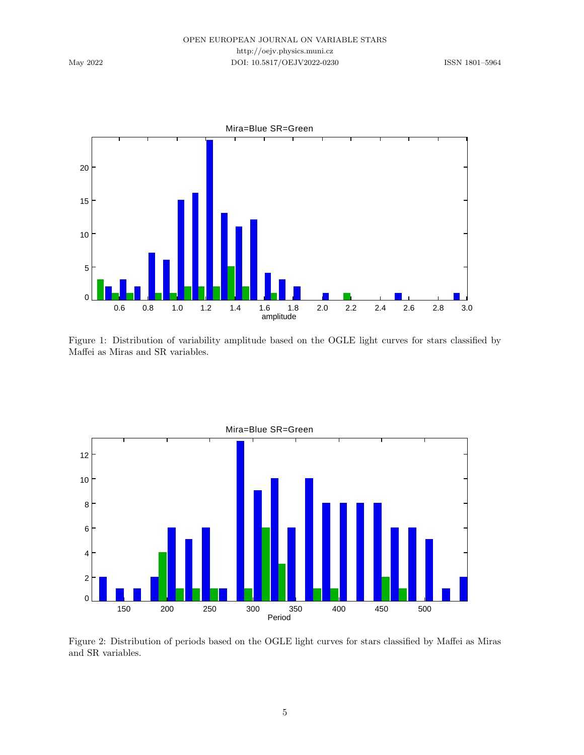Figure 1: Distribution of variability amplitude based on the OGLE light curves for stars classified by Maffei as Miras and SR variables.

Figure 2: Distribution of periods based on the OGLE light curves for stars classified by Maffei as Miras and SR variables.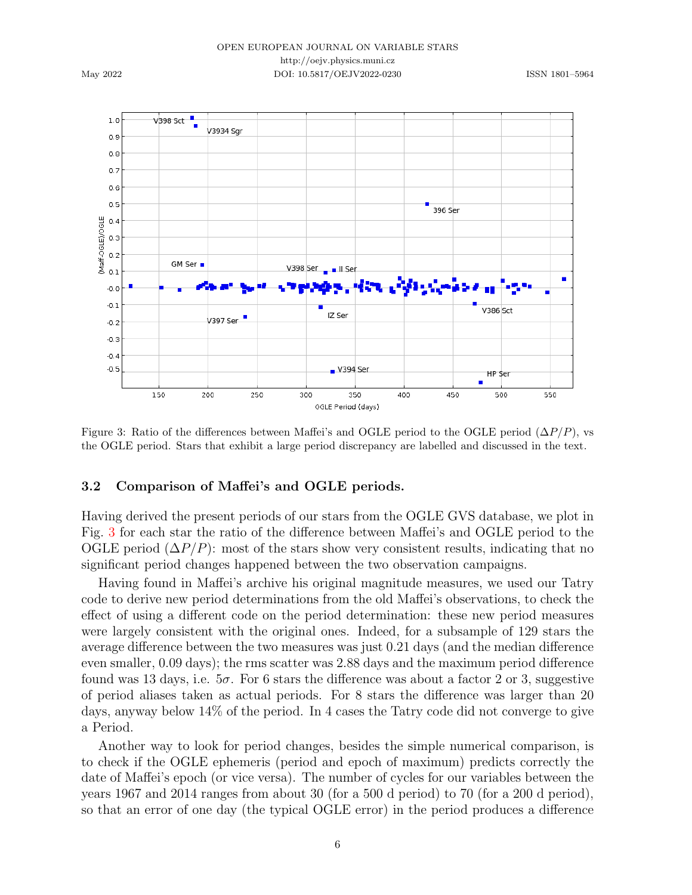Figure 3: Ratio of the differences between Maffei's and OGLE period to the OGLE period ($\Delta P/P$), vs the OGLE period. Stars that exhibit a large period discrepancy are labelled and discussed in the text.

### 3.2 Comparison of Maffei's and OGLE periods.

Having derived the present periods of our stars from the OGLE GVS database, we plot in Fig. 3 for each star the ratio of the difference between Maffei's and OGLE period to the OGLE period ($\Delta P/P$): most of the stars show very consistent results, indicating that no significant period changes happened between the two observation campaigns.

Having found in Maffei's archive his original magnitude measures, we used our Tatry code to derive new period determinations from the old Maffei's observations, to check the effect of using a different code on the period determination: these new period measures were largely consistent with the original ones. Indeed, for a subsample of 129 stars the average difference between the two measures was just 0.21 days (and the median difference even smaller, 0.09 days); the rms scatter was 2.88 days and the maximum period difference found was 13 days, i.e. $5\sigma$. For 6 stars the difference was about a factor 2 or 3, suggestive of period aliases taken as actual periods. For 8 stars the difference was larger than 20 days, anyway below 14% of the period. In 4 cases the Tatry code did not converge to give a Period.

Another way to look for period changes, besides the simple numerical comparison, is to check if the OGLE ephemeris (period and epoch of maximum) predicts correctly the date of Maffei's epoch (or vice versa). The number of cycles for our variables between the years 1967 and 2014 ranges from about 30 (for a 500 d period) to 70 (for a 200 d period), so that an error of one day (the typical OGLE error) in the period produces a difference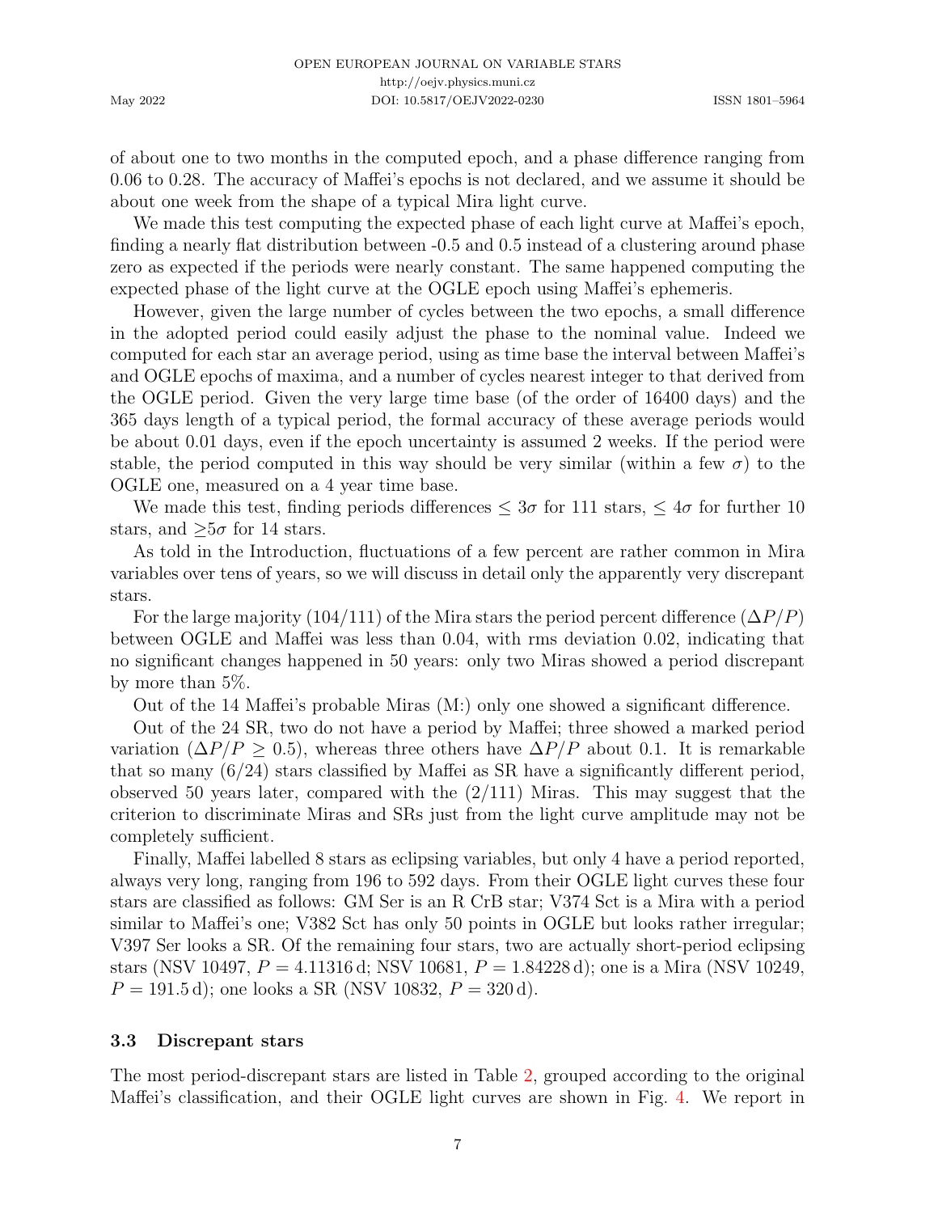of about one to two months in the computed epoch, and a phase difference ranging from 0.06 to 0.28. The accuracy of Maffei's epochs is not declared, and we assume it should be about one week from the shape of a typical Mira light curve.

We made this test computing the expected phase of each light curve at Maffei's epoch, finding a nearly flat distribution between -0.5 and 0.5 instead of a clustering around phase zero as expected if the periods were nearly constant. The same happened computing the expected phase of the light curve at the OGLE epoch using Maffei's ephemeris.

However, given the large number of cycles between the two epochs, a small difference in the adopted period could easily adjust the phase to the nominal value. Indeed we computed for each star an average period, using as time base the interval between Maffei's and OGLE epochs of maxima, and a number of cycles nearest integer to that derived from the OGLE period. Given the very large time base (of the order of 16400 days) and the 365 days length of a typical period, the formal accuracy of these average periods would be about 0.01 days, even if the epoch uncertainty is assumed 2 weeks. If the period were stable, the period computed in this way should be very similar (within a few $\sigma$) to the OGLE one, measured on a 4 year time base.

We made this test, finding periods differences $\leq 3\sigma$ for 111 stars, $\leq 4\sigma$ for further 10 stars, and $\geq 5\sigma$ for 14 stars.

As told in the Introduction, fluctuations of a few percent are rather common in Mira variables over tens of years, so we will discuss in detail only the apparently very discrepant stars.

For the large majority (104/111) of the Mira stars the period percent difference ($\Delta P/P$) between OGLE and Maffei was less than 0.04, with rms deviation 0.02, indicating that no significant changes happened in 50 years: only two Miras showed a period discrepant by more than 5%.

Out of the 14 Maffei's probable Miras (M:) only one showed a significant difference.

Out of the 24 SR, two do not have a period by Maffei; three showed a marked period variation ($\Delta P/P \geq 0.5$), whereas three others have $\Delta P/P$ about 0.1. It is remarkable that so many (6/24) stars classified by Maffei as SR have a significantly different period, observed 50 years later, compared with the (2/111) Miras. This may suggest that the criterion to discriminate Miras and SRs just from the light curve amplitude may not be completely sufficient.

Finally, Maffei labelled 8 stars as eclipsing variables, but only 4 have a period reported, always very long, ranging from 196 to 592 days. From their OGLE light curves these four stars are classified as follows: GM Ser is an R CrB star; V374 Sct is a Mira with a period similar to Maffei's one; V382 Sct has only 50 points in OGLE but looks rather irregular; V397 Ser looks a SR. Of the remaining four stars, two are actually short-period eclipsing stars (NSV 10497, $P = 4.11316$ d; NSV 10681, $P = 1.84228$ d); one is a Mira (NSV 10249, $P = 191.5$ d); one looks a SR (NSV 10832, $P = 320$ d).

### 3.3 Discrepant stars

The most period-discrepant stars are listed in Table 2, grouped according to the original Maffei's classification, and their OGLE light curves are shown in Fig. 4. We report in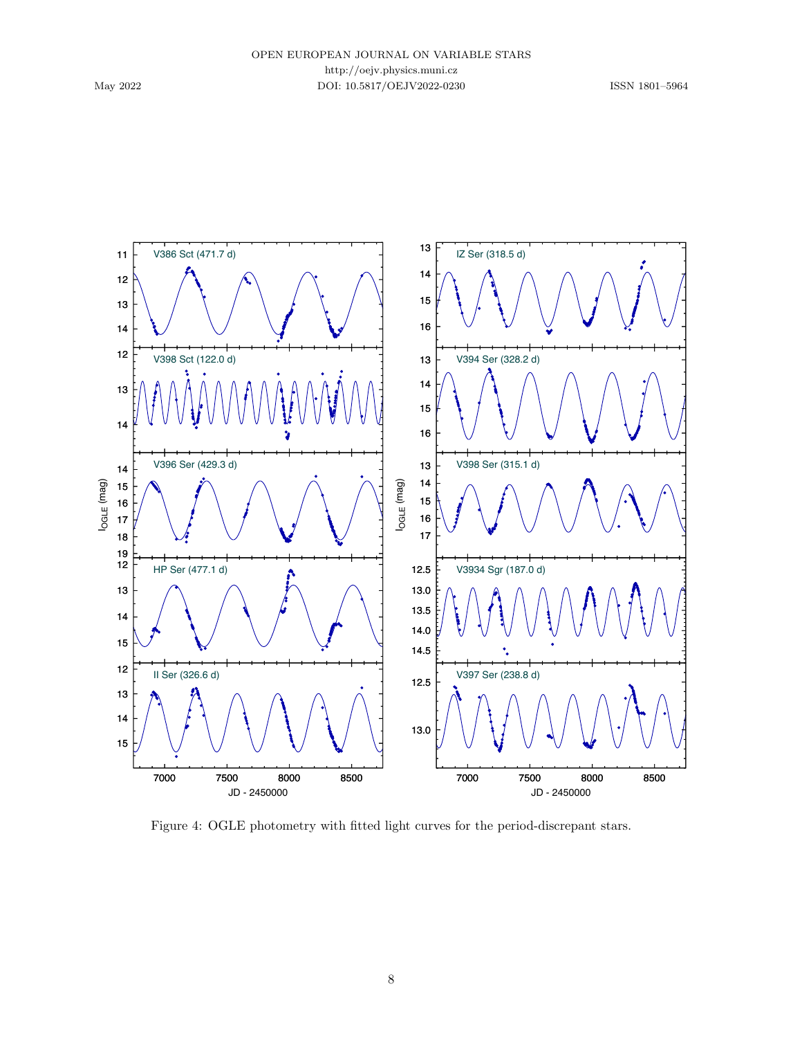Figure 4: OGLE photometry with fitted light curves for the period-discrepant stars.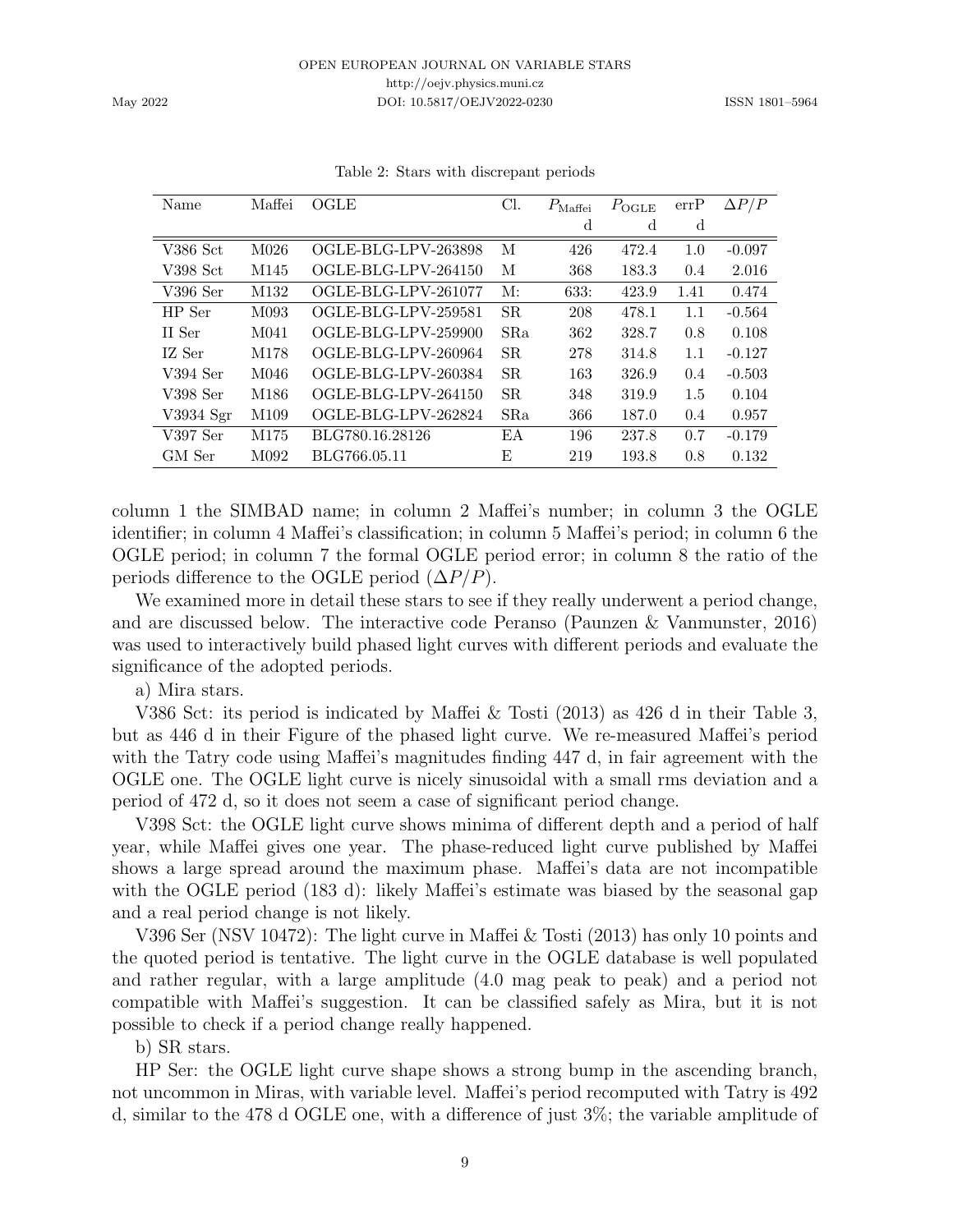Table 2: Stars with discrepant periods

| Name | Maffei | OGLE | Cl. | $P_{\rm Maffei}$ | $P_{\rm OGLE}$ | errP | $\Delta P/P$ |
|---|---|---|---|---|---|---|---|
| | | | | d | d | d | |
| V386 Sct | M026 | OGLE-BLG-LPV-263898 | M | 426 | 472.4 | 1.0 | -0.097 |
| V398 Sct | M145 | OGLE-BLG-LPV-264150 | M | 368 | 183.3 | 0.4 | 2.016 |
| V396 Ser | M132 | OGLE-BLG-LPV-261077 | M: | 633: | 423.9 | 1.41 | 0.474 |
| HP Ser | M093 | OGLE-BLG-LPV-259581 | SR | 208 | 478.1 | 1.1 | -0.564 |
| II Ser | M041 | OGLE-BLG-LPV-259900 | SRa | 362 | 328.7 | 0.8 | 0.108 |
| IZ Ser | M178 | OGLE-BLG-LPV-260964 | SR | 278 | 314.8 | 1.1 | -0.127 |
| V394 Ser | M046 | OGLE-BLG-LPV-260384 | SR | 163 | 326.9 | 0.4 | -0.503 |
| V398 Ser | M186 | OGLE-BLG-LPV-264150 | SR | 348 | 319.9 | 1.5 | 0.104 |
| V3934 Sgr | M109 | OGLE-BLG-LPV-262824 | SRa | 366 | 187.0 | 0.4 | 0.957 |
| V397 Ser | M175 | BLG780.16.28126 | EA | 196 | 237.8 | 0.7 | -0.179 |
| GM Ser | M092 | BLG766.05.11 | E | 219 | 193.8 | 0.8 | 0.132 |

column 1 the SIMBAD name; in column 2 Maffei's number; in column 3 the OGLE identifier; in column 4 Maffei's classification; in column 5 Maffei's period; in column 6 the OGLE period; in column 7 the formal OGLE period error; in column 8 the ratio of the periods difference to the OGLE period ($\Delta P/P$).

We examined more in detail these stars to see if they really underwent a period change, and are discussed below. The interactive code Peranso (Paunzen & Vanmunster, 2016) was used to interactively build phased light curves with different periods and evaluate the significance of the adopted periods.

a) Mira stars.

V386 Sct: its period is indicated by Maffei & Tosti (2013) as 426 d in their Table 3, but as 446 d in their Figure of the phased light curve. We re-measured Maffei's period with the Tatry code using Maffei's magnitudes finding 447 d, in fair agreement with the OGLE one. The OGLE light curve is nicely sinusoidal with a small rms deviation and a period of 472 d, so it does not seem a case of significant period change.

V398 Sct: the OGLE light curve shows minima of different depth and a period of half year, while Maffei gives one year. The phase-reduced light curve published by Maffei shows a large spread around the maximum phase. Maffei's data are not incompatible with the OGLE period (183 d): likely Maffei's estimate was biased by the seasonal gap and a real period change is not likely.

V396 Ser (NSV 10472): The light curve in Maffei & Tosti (2013) has only 10 points and the quoted period is tentative. The light curve in the OGLE database is well populated and rather regular, with a large amplitude (4.0 mag peak to peak) and a period not compatible with Maffei's suggestion. It can be classified safely as Mira, but it is not possible to check if a period change really happened.

b) SR stars.

HP Ser: the OGLE light curve shape shows a strong bump in the ascending branch, not uncommon in Miras, with variable level. Maffei's period recomputed with Tatry is 492 d, similar to the 478 d OGLE one, with a difference of just 3%; the variable amplitude of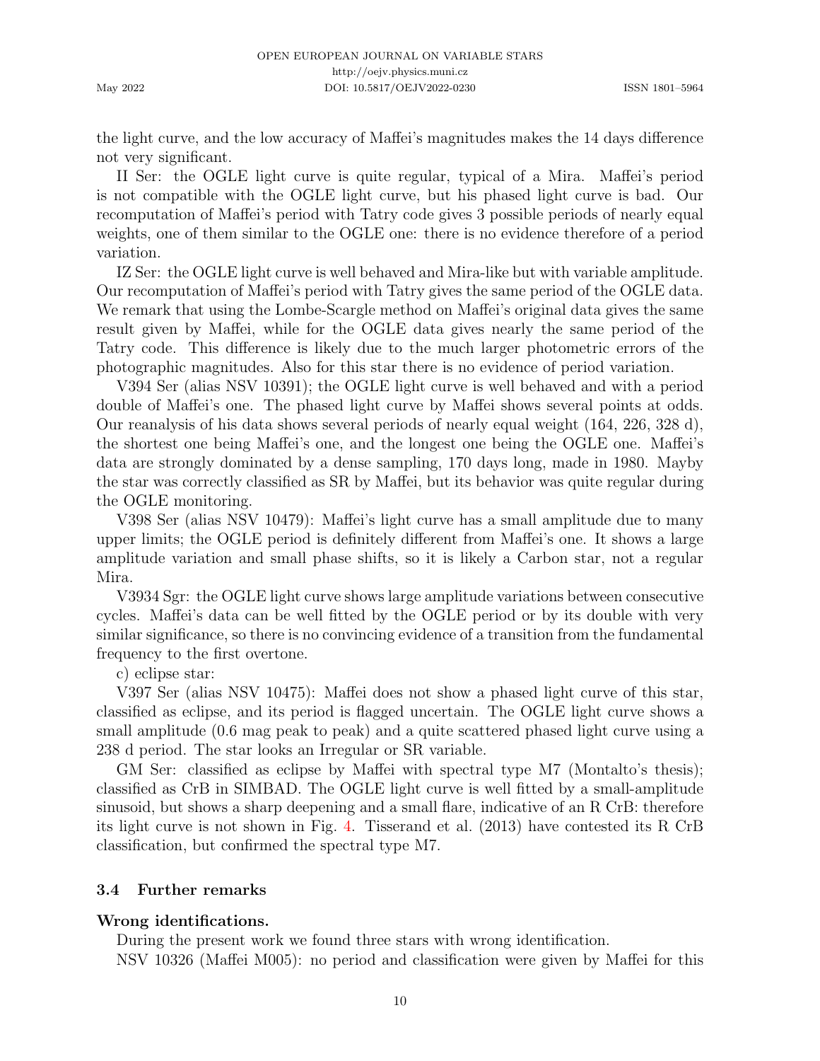the light curve, and the low accuracy of Maffei's magnitudes makes the 14 days difference not very significant.

II Ser: the OGLE light curve is quite regular, typical of a Mira. Maffei's period is not compatible with the OGLE light curve, but his phased light curve is bad. Our recomputation of Maffei's period with Tatry code gives 3 possible periods of nearly equal weights, one of them similar to the OGLE one: there is no evidence therefore of a period variation.

IZ Ser: the OGLE light curve is well behaved and Mira-like but with variable amplitude. Our recomputation of Maffei's period with Tatry gives the same period of the OGLE data. We remark that using the Lombe-Scargle method on Maffei's original data gives the same result given by Maffei, while for the OGLE data gives nearly the same period of the Tatry code. This difference is likely due to the much larger photometric errors of the photographic magnitudes. Also for this star there is no evidence of period variation.

V394 Ser (alias NSV 10391); the OGLE light curve is well behaved and with a period double of Maffei's one. The phased light curve by Maffei shows several points at odds. Our reanalysis of his data shows several periods of nearly equal weight (164, 226, 328 d), the shortest one being Maffei's one, and the longest one being the OGLE one. Maffei's data are strongly dominated by a dense sampling, 170 days long, made in 1980. Mayby the star was correctly classified as SR by Maffei, but its behavior was quite regular during the OGLE monitoring.

V398 Ser (alias NSV 10479): Maffei's light curve has a small amplitude due to many upper limits; the OGLE period is definitely different from Maffei's one. It shows a large amplitude variation and small phase shifts, so it is likely a Carbon star, not a regular Mira.

V3934 Sgr: the OGLE light curve shows large amplitude variations between consecutive cycles. Maffei's data can be well fitted by the OGLE period or by its double with very similar significance, so there is no convincing evidence of a transition from the fundamental frequency to the first overtone.

c) eclipse star:

V397 Ser (alias NSV 10475): Maffei does not show a phased light curve of this star, classified as eclipse, and its period is flagged uncertain. The OGLE light curve shows a small amplitude (0.6 mag peak to peak) and a quite scattered phased light curve using a 238 d period. The star looks an Irregular or SR variable.

GM Ser: classified as eclipse by Maffei with spectral type M7 (Montalto's thesis); classified as CrB in SIMBAD. The OGLE light curve is well fitted by a small-amplitude sinusoid, but shows a sharp deepening and a small flare, indicative of an R CrB: therefore its light curve is not shown in Fig. 4. Tisserand et al. (2013) have contested its R CrB classification, but confirmed the spectral type M7.

### 3.4 Further remarks

**Wrong identifications.**

During the present work we found three stars with wrong identification.

NSV 10326 (Maffei M005): no period and classification were given by Maffei for this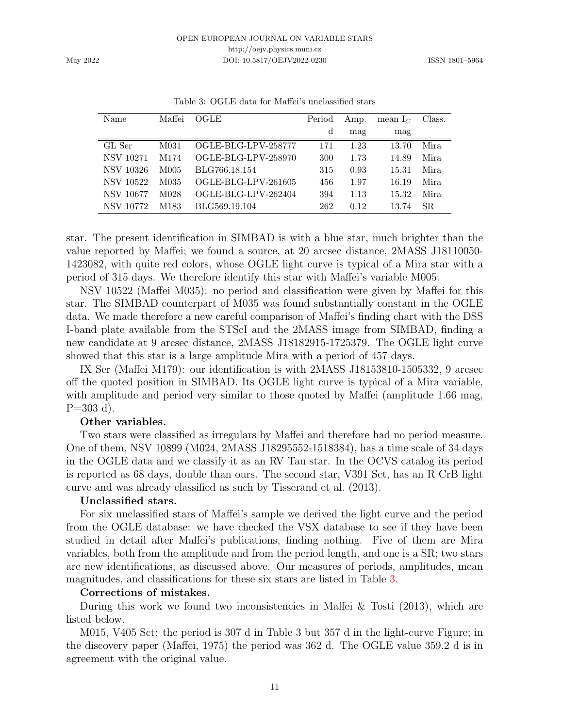Table 3: OGLE data for Maffei's unclassified stars

| Name | Maffei | OGLE | Period | Amp. | mean $I_C$ | Class. |
|---|---|---|---|---|---|---|
| | | | d | mag | mag | |
| GL Ser | M031 | OGLE-BLG-LPV-258777 | 171 | 1.23 | 13.70 | Mira |
| NSV 10271 | M174 | OGLE-BLG-LPV-258970 | 300 | 1.73 | 14.89 | Mira |
| NSV 10326 | M005 | BLG766.18.154 | 315 | 0.93 | 15.31 | Mira |
| NSV 10522 | M035 | OGLE-BLG-LPV-261605 | 456 | 1.97 | 16.19 | Mira |
| NSV 10677 | M028 | OGLE-BLG-LPV-262404 | 394 | 1.13 | 15.32 | Mira |
| NSV 10772 | M183 | BLG569.19.104 | 262 | 0.12 | 13.74 | SR |

star. The present identification in SIMBAD is with a blue star, much brighter than the value reported by Maffei; we found a source, at 20 arcsec distance, 2MASS J18110050-1423082, with quite red colors, whose OGLE light curve is typical of a Mira star with a period of 315 days. We therefore identify this star with Maffei's variable M005.

NSV 10522 (Maffei M035): no period and classification were given by Maffei for this star. The SIMBAD counterpart of M035 was found substantially constant in the OGLE data. We made therefore a new careful comparison of Maffei's finding chart with the DSS I-band plate available from the STScI and the 2MASS image from SIMBAD, finding a new candidate at 9 arcsec distance, 2MASS J18182915-1725379. The OGLE light curve showed that this star is a large amplitude Mira with a period of 457 days.

IX Ser (Maffei M179): our identification is with 2MASS J18153810-1505332, 9 arcsec off the quoted position in SIMBAD. Its OGLE light curve is typical of a Mira variable, with amplitude and period very similar to those quoted by Maffei (amplitude 1.66 mag, P=303 d).

**Other variables.**

Two stars were classified as irregulars by Maffei and therefore had no period measure. One of them, NSV 10899 (M024, 2MASS J18295552-1518384), has a time scale of 34 days in the OGLE data and we classify it as an RV Tau star. In the OCVS catalog its period is reported as 68 days, double than ours. The second star, V391 Sct, has an R CrB light curve and was already classified as such by Tisserand et al. (2013).

**Unclassified stars.**

For six unclassified stars of Maffei's sample we derived the light curve and the period from the OGLE database: we have checked the VSX database to see if they have been studied in detail after Maffei's publications, finding nothing. Five of them are Mira variables, both from the amplitude and from the period length, and one is a SR; two stars are new identifications, as discussed above. Our measures of periods, amplitudes, mean magnitudes, and classifications for these six stars are listed in Table 3.

**Corrections of mistakes.**

During this work we found two inconsistencies in Maffei & Tosti (2013), which are listed below.

M015, V405 Sct: the period is 307 d in Table 3 but 357 d in the light-curve Figure; in the discovery paper (Maffei, 1975) the period was 362 d. The OGLE value 359.2 d is in agreement with the original value.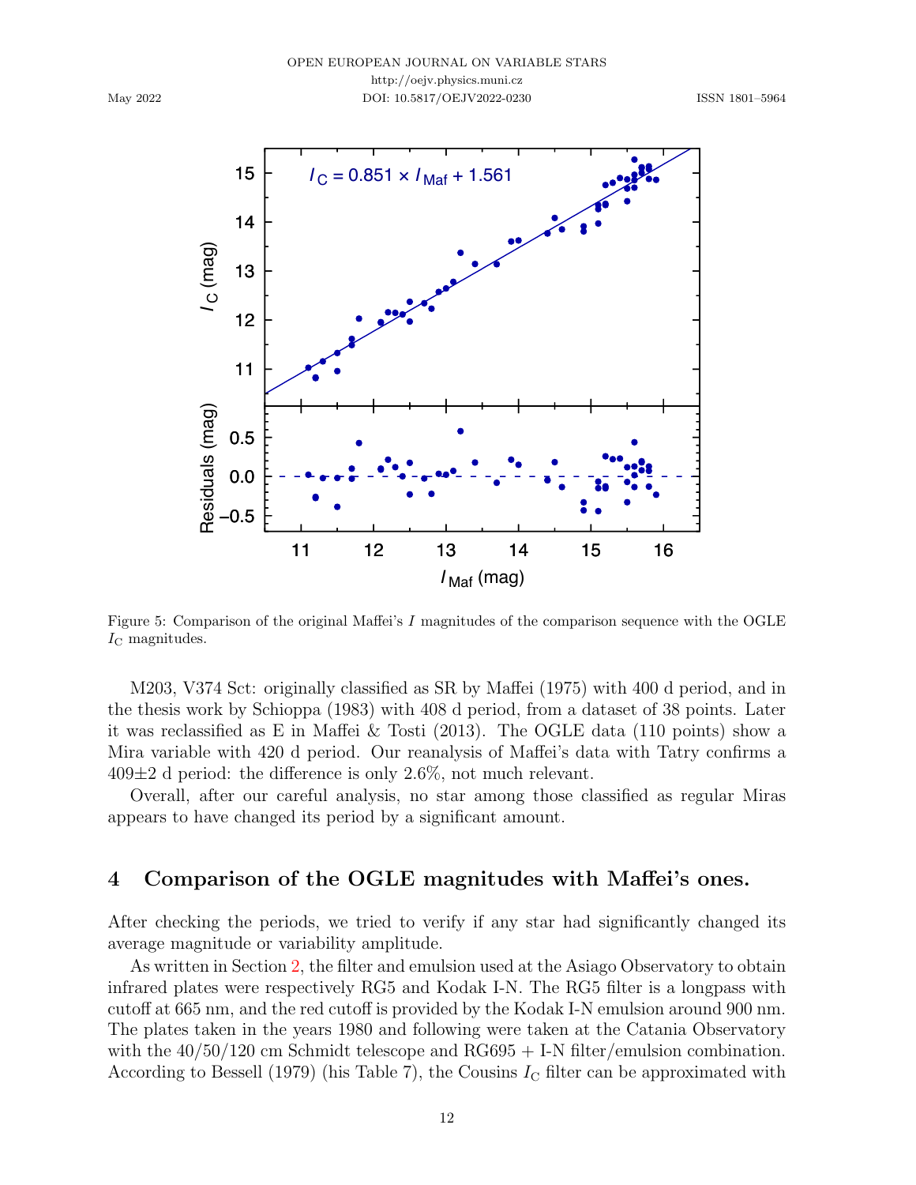Figure 5: Comparison of the original Maffei's $I$ magnitudes of the comparison sequence with the OGLE $I_C$ magnitudes.

M203, V374 Sct: originally classified as SR by Maffei (1975) with 400 d period, and in the thesis work by Schioppa (1983) with 408 d period, from a dataset of 38 points. Later it was reclassified as E in Maffei & Tosti (2013). The OGLE data (110 points) show a Mira variable with 420 d period. Our reanalysis of Maffei's data with Tatry confirms a 409±2 d period: the difference is only 2.6%, not much relevant.

Overall, after our careful analysis, no star among those classified as regular Miras appears to have changed its period by a significant amount.

## 4 Comparison of the OGLE magnitudes with Maffei's ones.

After checking the periods, we tried to verify if any star had significantly changed its average magnitude or variability amplitude.

As written in Section 2, the filter and emulsion used at the Asiago Observatory to obtain infrared plates were respectively RG5 and Kodak I-N. The RG5 filter is a longpass with cutoff at 665 nm, and the red cutoff is provided by the Kodak I-N emulsion around 900 nm. The plates taken in the years 1980 and following were taken at the Catania Observatory with the 40/50/120 cm Schmidt telescope and RG695 + I-N filter/emulsion combination. According to Bessell (1979) (his Table 7), the Cousins $I_C$ filter can be approximated with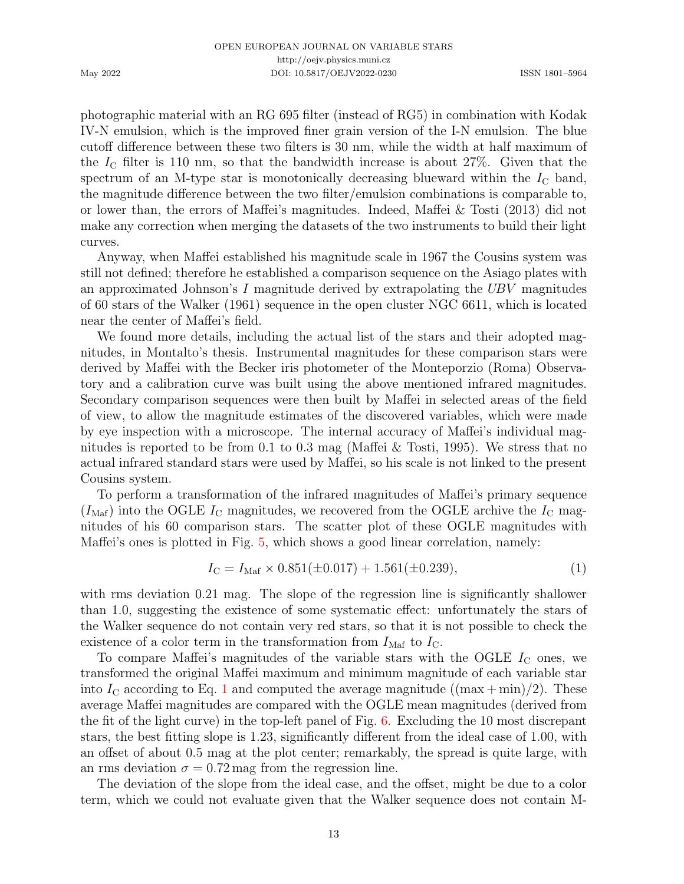photographic material with an RG 695 filter (instead of RG5) in combination with Kodak IV-N emulsion, which is the improved finer grain version of the I-N emulsion. The blue cutoff difference between these two filters is 30 nm, while the width at half maximum of the $I_C$ filter is 110 nm, so that the bandwidth increase is about 27%. Given that the spectrum of an M-type star is monotonically decreasing blueward within the $I_C$ band, the magnitude difference between the two filter/emulsion combinations is comparable to, or lower than, the errors of Maffei's magnitudes. Indeed, Maffei & Tosti (2013) did not make any correction when merging the datasets of the two instruments to build their light curves.

Anyway, when Maffei established his magnitude scale in 1967 the Cousins system was still not defined; therefore he established a comparison sequence on the Asiago plates with an approximated Johnson's $I$ magnitude derived by extrapolating the $UBV$ magnitudes of 60 stars of the Walker (1961) sequence in the open cluster NGC 6611, which is located near the center of Maffei's field.

We found more details, including the actual list of the stars and their adopted magnitudes, in Montalto's thesis. Instrumental magnitudes for these comparison stars were derived by Maffei with the Becker iris photometer of the Monteporzio (Roma) Observatory and a calibration curve was built using the above mentioned infrared magnitudes. Secondary comparison sequences were then built by Maffei in selected areas of the field of view, to allow the magnitude estimates of the discovered variables, which were made by eye inspection with a microscope. The internal accuracy of Maffei's individual magnitudes is reported to be from 0.1 to 0.3 mag (Maffei & Tosti, 1995). We stress that no actual infrared standard stars were used by Maffei, so his scale is not linked to the present Cousins system.

To perform a transformation of the infrared magnitudes of Maffei's primary sequence ($I_{\rm Maf}$) into the OGLE $I_C$ magnitudes, we recovered from the OGLE archive the $I_C$ magnitudes of his 60 comparison stars. The scatter plot of these OGLE magnitudes with Maffei's ones is plotted in Fig. 5, which shows a good linear correlation, namely:

$$I_C = I_{\rm Maf} \times 0.851(\pm 0.017) + 1.561(\pm 0.239), \qquad (1)$$

with rms deviation 0.21 mag. The slope of the regression line is significantly shallower than 1.0, suggesting the existence of some systematic effect: unfortunately the stars of the Walker sequence do not contain very red stars, so that it is not possible to check the existence of a color term in the transformation from $I_{\rm Maf}$ to $I_C$.

To compare Maffei's magnitudes of the variable stars with the OGLE $I_C$ ones, we transformed the original Maffei maximum and minimum magnitude of each variable star into $I_C$ according to Eq. 1 and computed the average magnitude ($(\max + \min)/2$). These average Maffei magnitudes are compared with the OGLE mean magnitudes (derived from the fit of the light curve) in the top-left panel of Fig. 6. Excluding the 10 most discrepant stars, the best fitting slope is 1.23, significantly different from the ideal case of 1.00, with an offset of about 0.5 mag at the plot center; remarkably, the spread is quite large, with an rms deviation $\sigma = 0.72$ mag from the regression line.

The deviation of the slope from the ideal case, and the offset, might be due to a color term, which we could not evaluate given that the Walker sequence does not contain M-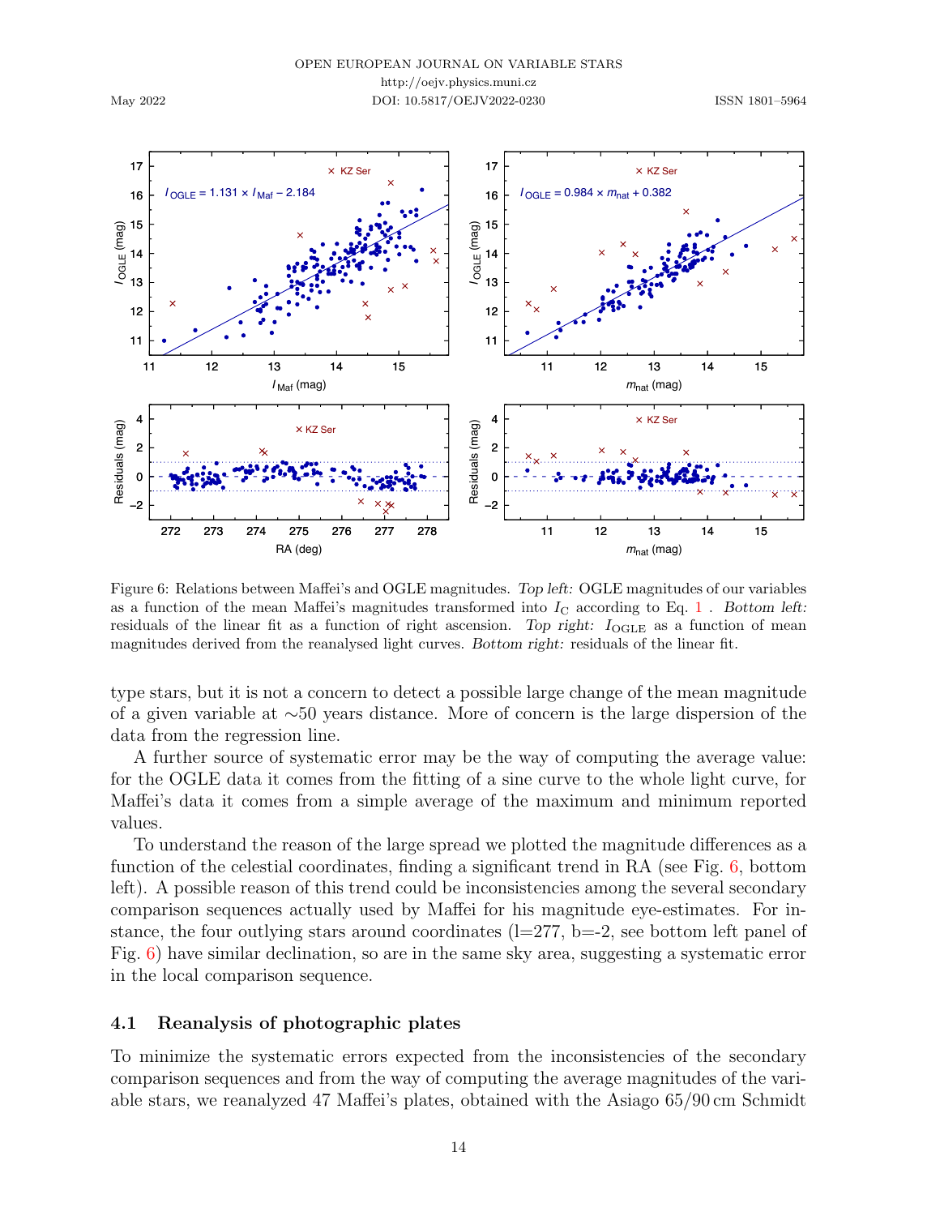Figure 6: Relations between Maffei's and OGLE magnitudes. *Top left:* OGLE magnitudes of our variables as a function of the mean Maffei's magnitudes transformed into $I_C$ according to Eq. 1 . *Bottom left:* residuals of the linear fit as a function of right ascension. *Top right:* $I_{OGLE}$ as a function of mean magnitudes derived from the reanalysed light curves. *Bottom right:* residuals of the linear fit.

type stars, but it is not a concern to detect a possible large change of the mean magnitude of a given variable at ∼50 years distance. More of concern is the large dispersion of the data from the regression line.

A further source of systematic error may be the way of computing the average value: for the OGLE data it comes from the fitting of a sine curve to the whole light curve, for Maffei's data it comes from a simple average of the maximum and minimum reported values.

To understand the reason of the large spread we plotted the magnitude differences as a function of the celestial coordinates, finding a significant trend in RA (see Fig. 6, bottom left). A possible reason of this trend could be inconsistencies among the several secondary comparison sequences actually used by Maffei for his magnitude eye-estimates. For instance, the four outlying stars around coordinates (l=277, b=-2, see bottom left panel of Fig. 6) have similar declination, so are in the same sky area, suggesting a systematic error in the local comparison sequence.

## 4.1 Reanalysis of photographic plates

To minimize the systematic errors expected from the inconsistencies of the secondary comparison sequences and from the way of computing the average magnitudes of the variable stars, we reanalyzed 47 Maffei's plates, obtained with the Asiago 65/90 cm Schmidt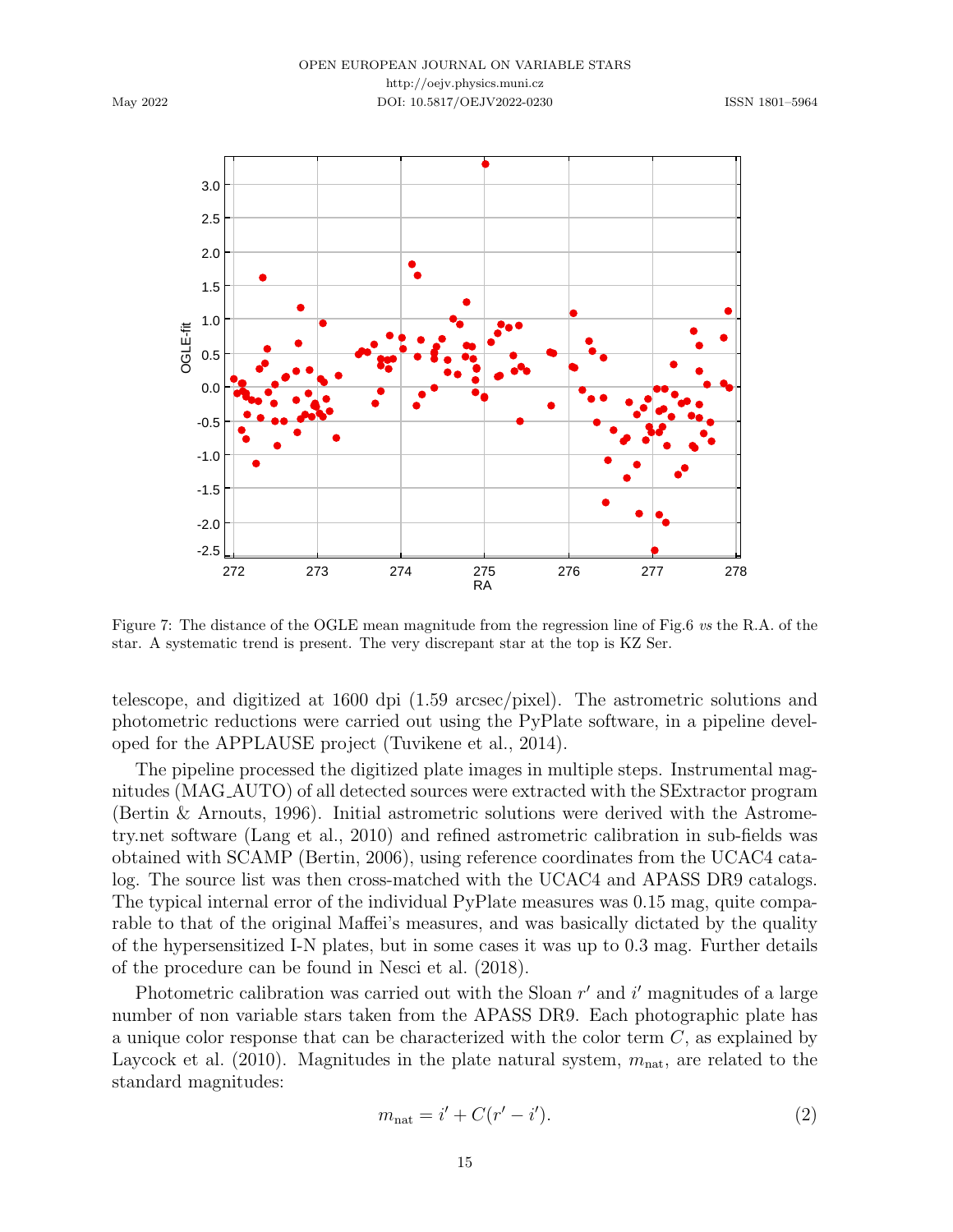Figure 7: The distance of the OGLE mean magnitude from the regression line of Fig.6 *vs* the R.A. of the star. A systematic trend is present. The very discrepant star at the top is KZ Ser.

telescope, and digitized at 1600 dpi (1.59 arcsec/pixel). The astrometric solutions and photometric reductions were carried out using the PyPlate software, in a pipeline developed for the APPLAUSE project (Tuvikene et al., 2014).

The pipeline processed the digitized plate images in multiple steps. Instrumental magnitudes (MAG_AUTO) of all detected sources were extracted with the SExtractor program (Bertin & Arnouts, 1996). Initial astrometric solutions were derived with the Astrometry.net software (Lang et al., 2010) and refined astrometric calibration in sub-fields was obtained with SCAMP (Bertin, 2006), using reference coordinates from the UCAC4 catalog. The source list was then cross-matched with the UCAC4 and APASS DR9 catalogs. The typical internal error of the individual PyPlate measures was 0.15 mag, quite comparable to that of the original Maffei's measures, and was basically dictated by the quality of the hypersensitized I-N plates, but in some cases it was up to 0.3 mag. Further details of the procedure can be found in Nesci et al. (2018).

Photometric calibration was carried out with the Sloan $r'$ and $i'$ magnitudes of a large number of non variable stars taken from the APASS DR9. Each photographic plate has a unique color response that can be characterized with the color term $C$, as explained by Laycock et al. (2010). Magnitudes in the plate natural system, $m_{\rm nat}$, are related to the standard magnitudes:

$$m_{\rm nat} = i' + C(r' - i'). \tag{2}$$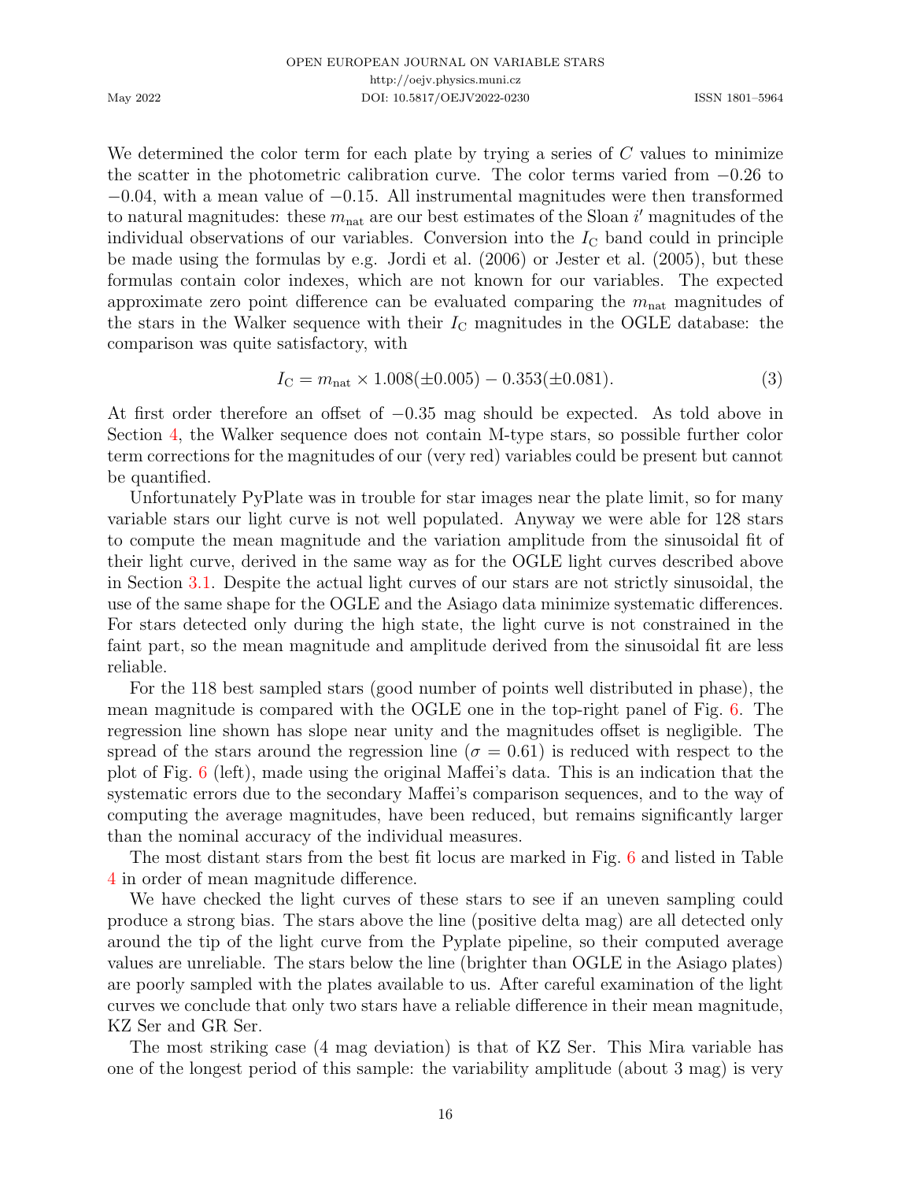We determined the color term for each plate by trying a series of $C$ values to minimize the scatter in the photometric calibration curve. The color terms varied from $-0.26$ to $-0.04$, with a mean value of $-0.15$. All instrumental magnitudes were then transformed to natural magnitudes: these $m_{\rm nat}$ are our best estimates of the Sloan $i'$ magnitudes of the individual observations of our variables. Conversion into the $I_{\rm C}$ band could in principle be made using the formulas by e.g. Jordi et al. (2006) or Jester et al. (2005), but these formulas contain color indexes, which are not known for our variables. The expected approximate zero point difference can be evaluated comparing the $m_{\rm nat}$ magnitudes of the stars in the Walker sequence with their $I_{\rm C}$ magnitudes in the OGLE database: the comparison was quite satisfactory, with

$$I_{\rm C} = m_{\rm nat} \times 1.008(\pm 0.005) - 0.353(\pm 0.081). \tag{3}$$

At first order therefore an offset of $-0.35$ mag should be expected. As told above in Section 4, the Walker sequence does not contain M-type stars, so possible further color term corrections for the magnitudes of our (very red) variables could be present but cannot be quantified.

Unfortunately PyPlate was in trouble for star images near the plate limit, so for many variable stars our light curve is not well populated. Anyway we were able for 128 stars to compute the mean magnitude and the variation amplitude from the sinusoidal fit of their light curve, derived in the same way as for the OGLE light curves described above in Section 3.1. Despite the actual light curves of our stars are not strictly sinusoidal, the use of the same shape for the OGLE and the Asiago data minimize systematic differences. For stars detected only during the high state, the light curve is not constrained in the faint part, so the mean magnitude and amplitude derived from the sinusoidal fit are less reliable.

For the 118 best sampled stars (good number of points well distributed in phase), the mean magnitude is compared with the OGLE one in the top-right panel of Fig. 6. The regression line shown has slope near unity and the magnitudes offset is negligible. The spread of the stars around the regression line ($\sigma = 0.61$) is reduced with respect to the plot of Fig. 6 (left), made using the original Maffei's data. This is an indication that the systematic errors due to the secondary Maffei's comparison sequences, and to the way of computing the average magnitudes, have been reduced, but remains significantly larger than the nominal accuracy of the individual measures.

The most distant stars from the best fit locus are marked in Fig. 6 and listed in Table 4 in order of mean magnitude difference.

We have checked the light curves of these stars to see if an uneven sampling could produce a strong bias. The stars above the line (positive delta mag) are all detected only around the tip of the light curve from the Pyplate pipeline, so their computed average values are unreliable. The stars below the line (brighter than OGLE in the Asiago plates) are poorly sampled with the plates available to us. After careful examination of the light curves we conclude that only two stars have a reliable difference in their mean magnitude, KZ Ser and GR Ser.

The most striking case (4 mag deviation) is that of KZ Ser. This Mira variable has one of the longest period of this sample: the variability amplitude (about 3 mag) is very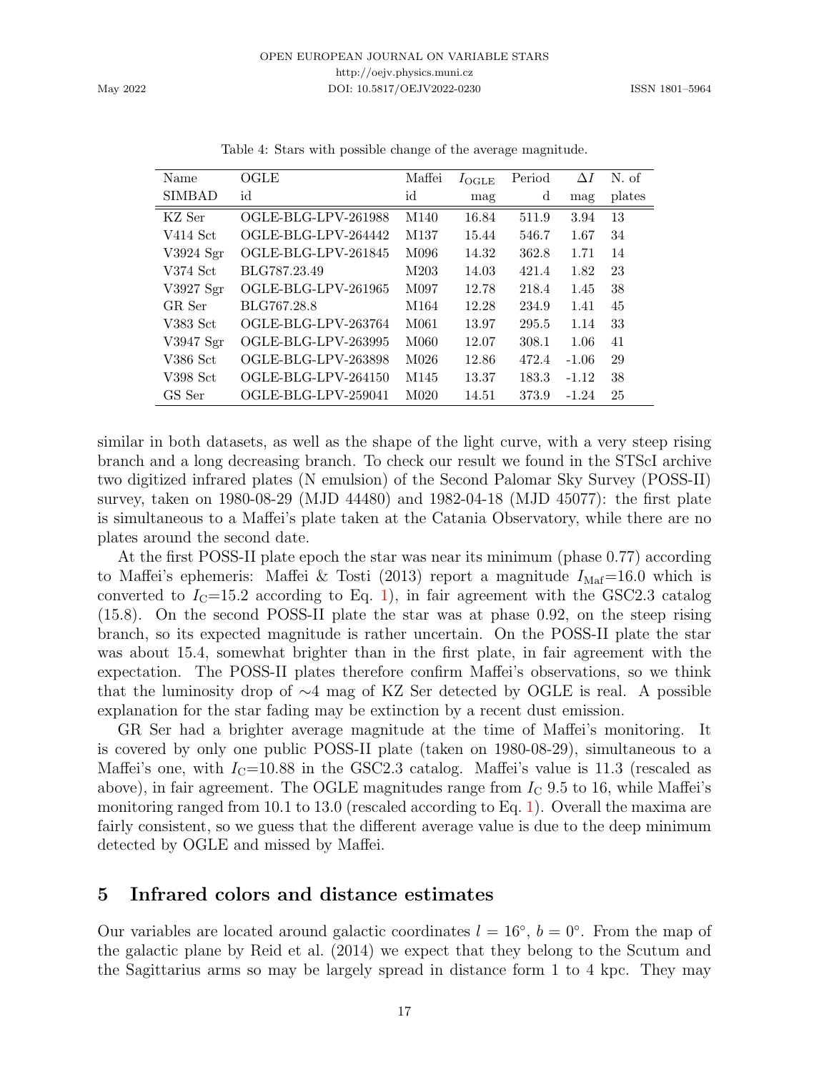Table 4: Stars with possible change of the average magnitude.

| Name SIMBAD | OGLE id | Maffei id | $I_{\rm OGLE}$ mag | Period d | $\Delta I$ mag | N. of plates |
|---|---|---|---|---|---|---|
| KZ Ser | OGLE-BLG-LPV-261988 | M140 | 16.84 | 511.9 | 3.94 | 13 |
| V414 Sct | OGLE-BLG-LPV-264442 | M137 | 15.44 | 546.7 | 1.67 | 34 |
| V3924 Sgr | OGLE-BLG-LPV-261845 | M096 | 14.32 | 362.8 | 1.71 | 14 |
| V374 Sct | BLG787.23.49 | M203 | 14.03 | 421.4 | 1.82 | 23 |
| V3927 Sgr | OGLE-BLG-LPV-261965 | M097 | 12.78 | 218.4 | 1.45 | 38 |
| GR Ser | BLG767.28.8 | M164 | 12.28 | 234.9 | 1.41 | 45 |
| V383 Sct | OGLE-BLG-LPV-263764 | M061 | 13.97 | 295.5 | 1.14 | 33 |
| V3947 Sgr | OGLE-BLG-LPV-263995 | M060 | 12.07 | 308.1 | 1.06 | 41 |
| V386 Sct | OGLE-BLG-LPV-263898 | M026 | 12.86 | 472.4 | -1.06 | 29 |
| V398 Sct | OGLE-BLG-LPV-264150 | M145 | 13.37 | 183.3 | -1.12 | 38 |
| GS Ser | OGLE-BLG-LPV-259041 | M020 | 14.51 | 373.9 | -1.24 | 25 |

similar in both datasets, as well as the shape of the light curve, with a very steep rising branch and a long decreasing branch. To check our result we found in the STScI archive two digitized infrared plates (N emulsion) of the Second Palomar Sky Survey (POSS-II) survey, taken on 1980-08-29 (MJD 44480) and 1982-04-18 (MJD 45077): the first plate is simultaneous to a Maffei's plate taken at the Catania Observatory, while there are no plates around the second date.

At the first POSS-II plate epoch the star was near its minimum (phase 0.77) according to Maffei's ephemeris: Maffei & Tosti (2013) report a magnitude $I_{\rm Maf}$=16.0 which is converted to $I_{\rm C}$=15.2 according to Eq. 1), in fair agreement with the GSC2.3 catalog (15.8). On the second POSS-II plate the star was at phase 0.92, on the steep rising branch, so its expected magnitude is rather uncertain. On the POSS-II plate the star was about 15.4, somewhat brighter than in the first plate, in fair agreement with the expectation. The POSS-II plates therefore confirm Maffei's observations, so we think that the luminosity drop of $\sim$4 mag of KZ Ser detected by OGLE is real. A possible explanation for the star fading may be extinction by a recent dust emission.

GR Ser had a brighter average magnitude at the time of Maffei's monitoring. It is covered by only one public POSS-II plate (taken on 1980-08-29), simultaneous to a Maffei's one, with $I_{\rm C}$=10.88 in the GSC2.3 catalog. Maffei's value is 11.3 (rescaled as above), in fair agreement. The OGLE magnitudes range from $I_{\rm C}$ 9.5 to 16, while Maffei's monitoring ranged from 10.1 to 13.0 (rescaled according to Eq. 1). Overall the maxima are fairly consistent, so we guess that the different average value is due to the deep minimum detected by OGLE and missed by Maffei.

## 5 Infrared colors and distance estimates

Our variables are located around galactic coordinates $l = 16°$, $b = 0°$. From the map of the galactic plane by Reid et al. (2014) we expect that they belong to the Scutum and the Sagittarius arms so may be largely spread in distance form 1 to 4 kpc. They may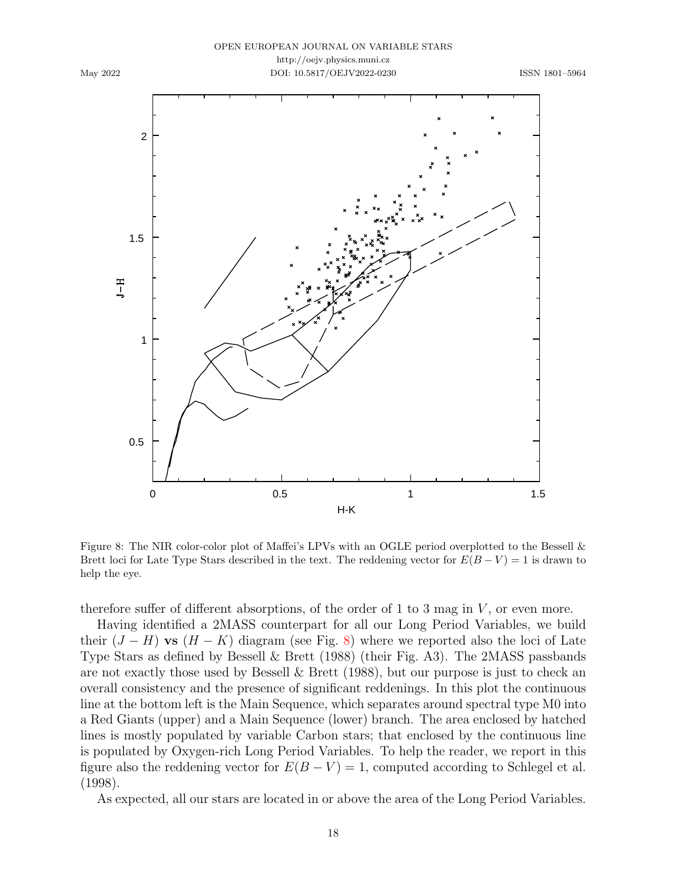Figure 8: The NIR color-color plot of Maffei's LPVs with an OGLE period overplotted to the Bessell & Brett loci for Late Type Stars described in the text. The reddening vector for $E(B-V) = 1$ is drawn to help the eye.

therefore suffer of different absorptions, of the order of 1 to 3 mag in $V$, or even more.

Having identified a 2MASS counterpart for all our Long Period Variables, we build their $(J-H)$ **vs** $(H-K)$ diagram (see Fig. 8) where we reported also the loci of Late Type Stars as defined by Bessell & Brett (1988) (their Fig. A3). The 2MASS passbands are not exactly those used by Bessell & Brett (1988), but our purpose is just to check an overall consistency and the presence of significant reddenings. In this plot the continuous line at the bottom left is the Main Sequence, which separates around spectral type M0 into a Red Giants (upper) and a Main Sequence (lower) branch. The area enclosed by hatched lines is mostly populated by variable Carbon stars; that enclosed by the continuous line is populated by Oxygen-rich Long Period Variables. To help the reader, we report in this figure also the reddening vector for $E(B-V) = 1$, computed according to Schlegel et al. (1998).

As expected, all our stars are located in or above the area of the Long Period Variables.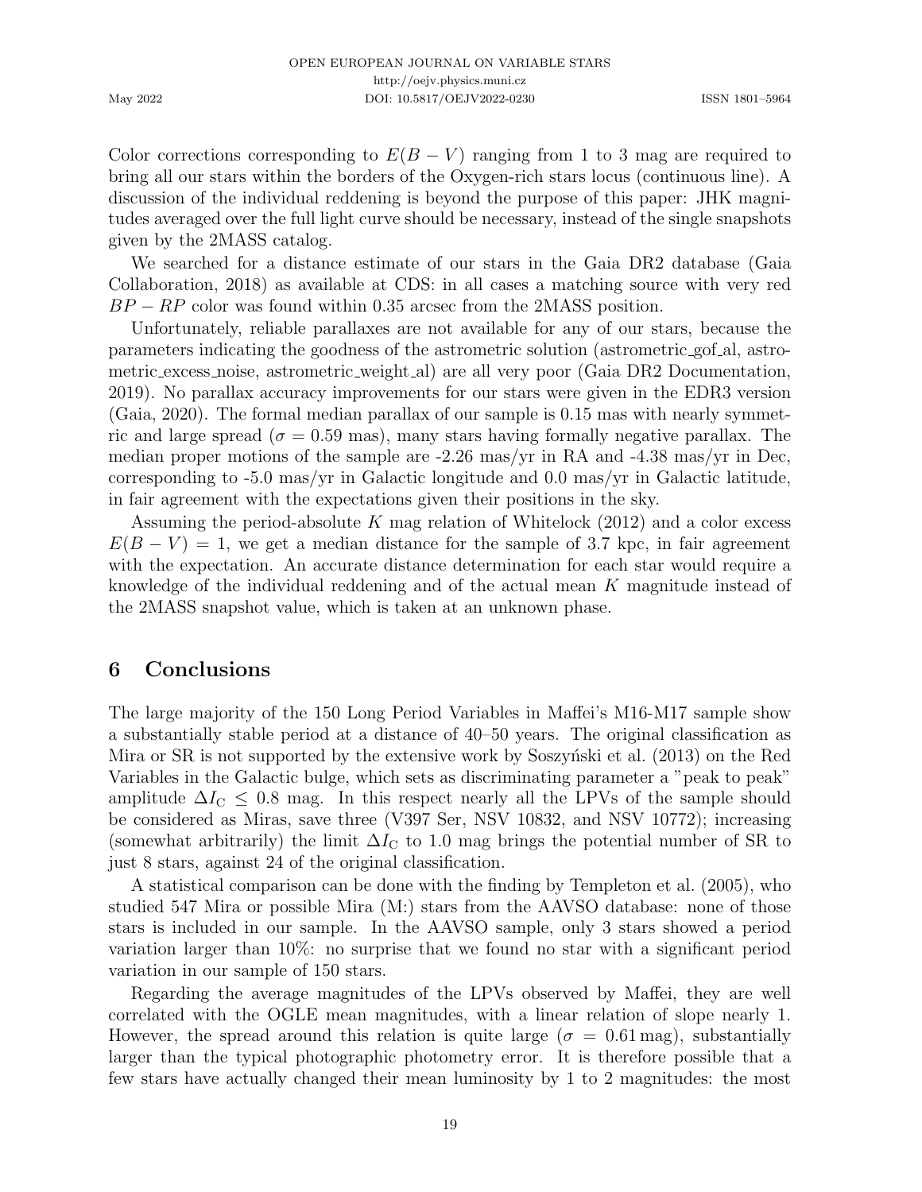Color corrections corresponding to $E(B-V)$ ranging from 1 to 3 mag are required to bring all our stars within the borders of the Oxygen-rich stars locus (continuous line). A discussion of the individual reddening is beyond the purpose of this paper: JHK magnitudes averaged over the full light curve should be necessary, instead of the single snapshots given by the 2MASS catalog.

We searched for a distance estimate of our stars in the Gaia DR2 database (Gaia Collaboration, 2018) as available at CDS: in all cases a matching source with very red $BP-RP$ color was found within 0.35 arcsec from the 2MASS position.

Unfortunately, reliable parallaxes are not available for any of our stars, because the parameters indicating the goodness of the astrometric solution (astrometric_gof_al, astrometric_excess_noise, astrometric_weight_al) are all very poor (Gaia DR2 Documentation, 2019). No parallax accuracy improvements for our stars were given in the EDR3 version (Gaia, 2020). The formal median parallax of our sample is 0.15 mas with nearly symmetric and large spread ($\sigma = 0.59$ mas), many stars having formally negative parallax. The median proper motions of the sample are -2.26 mas/yr in RA and -4.38 mas/yr in Dec, corresponding to -5.0 mas/yr in Galactic longitude and 0.0 mas/yr in Galactic latitude, in fair agreement with the expectations given their positions in the sky.

Assuming the period-absolute $K$ mag relation of Whitelock (2012) and a color excess $E(B-V) = 1$, we get a median distance for the sample of 3.7 kpc, in fair agreement with the expectation. An accurate distance determination for each star would require a knowledge of the individual reddening and of the actual mean $K$ magnitude instead of the 2MASS snapshot value, which is taken at an unknown phase.

## 6 Conclusions

The large majority of the 150 Long Period Variables in Maffei's M16-M17 sample show a substantially stable period at a distance of 40–50 years. The original classification as Mira or SR is not supported by the extensive work by Soszyński et al. (2013) on the Red Variables in the Galactic bulge, which sets as discriminating parameter a "peak to peak" amplitude $\Delta I_C \leq 0.8$ mag. In this respect nearly all the LPVs of the sample should be considered as Miras, save three (V397 Ser, NSV 10832, and NSV 10772); increasing (somewhat arbitrarily) the limit $\Delta I_C$ to 1.0 mag brings the potential number of SR to just 8 stars, against 24 of the original classification.

A statistical comparison can be done with the finding by Templeton et al. (2005), who studied 547 Mira or possible Mira (M:) stars from the AAVSO database: none of those stars is included in our sample. In the AAVSO sample, only 3 stars showed a period variation larger than 10%: no surprise that we found no star with a significant period variation in our sample of 150 stars.

Regarding the average magnitudes of the LPVs observed by Maffei, they are well correlated with the OGLE mean magnitudes, with a linear relation of slope nearly 1. However, the spread around this relation is quite large ($\sigma = 0.61$ mag), substantially larger than the typical photographic photometry error. It is therefore possible that a few stars have actually changed their mean luminosity by 1 to 2 magnitudes: the most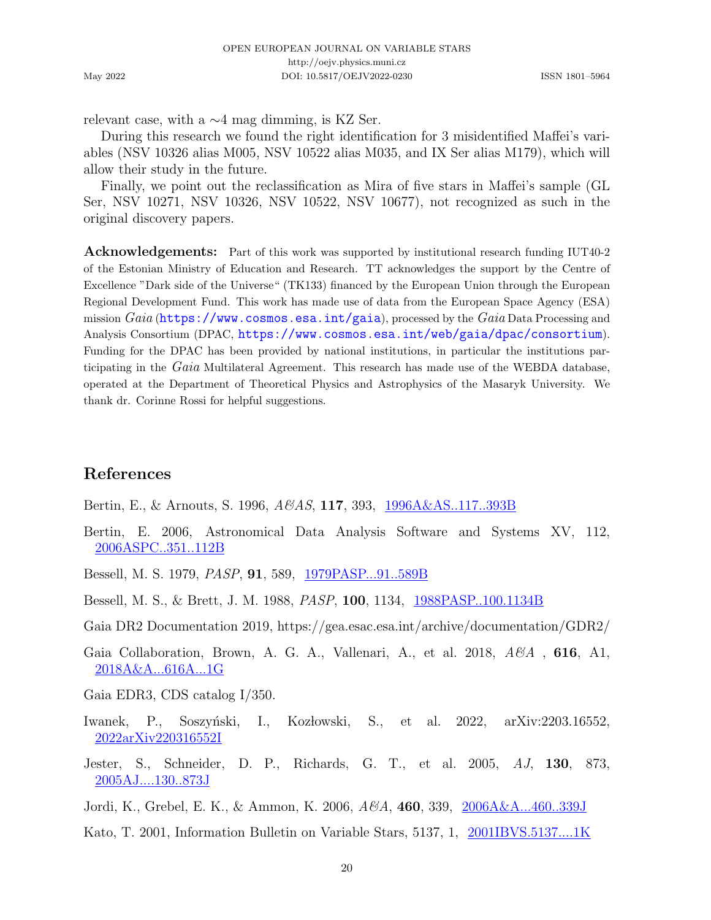relevant case, with a ∼4 mag dimming, is KZ Ser.

During this research we found the right identification for 3 misidentified Maffei's variables (NSV 10326 alias M005, NSV 10522 alias M035, and IX Ser alias M179), which will allow their study in the future.

Finally, we point out the reclassification as Mira of five stars in Maffei's sample (GL Ser, NSV 10271, NSV 10326, NSV 10522, NSV 10677), not recognized as such in the original discovery papers.

**Acknowledgements:** Part of this work was supported by institutional research funding IUT40-2 of the Estonian Ministry of Education and Research. TT acknowledges the support by the Centre of Excellence "Dark side of the Universe" (TK133) financed by the European Union through the European Regional Development Fund. This work has made use of data from the European Space Agency (ESA) mission *Gaia* (https://www.cosmos.esa.int/gaia), processed by the *Gaia* Data Processing and Analysis Consortium (DPAC, https://www.cosmos.esa.int/web/gaia/dpac/consortium). Funding for the DPAC has been provided by national institutions, in particular the institutions participating in the *Gaia* Multilateral Agreement. This research has made use of the WEBDA database, operated at the Department of Theoretical Physics and Astrophysics of the Masaryk University. We thank dr. Corinne Rossi for helpful suggestions.

## References

Bertin, E., & Arnouts, S. 1996, *A&AS*, **117**, 393, 1996A&AS..117..393B

Bertin, E. 2006, Astronomical Data Analysis Software and Systems XV, 112, 2006ASPC..351..112B

Bessell, M. S. 1979, *PASP*, **91**, 589, 1979PASP...91..589B

Bessell, M. S., & Brett, J. M. 1988, *PASP*, **100**, 1134, 1988PASP..100.1134B

Gaia DR2 Documentation 2019, https://gea.esac.esa.int/archive/documentation/GDR2/

Gaia Collaboration, Brown, A. G. A., Vallenari, A., et al. 2018, *A&A* , **616**, A1, 2018A&A...616A...1G

Gaia EDR3, CDS catalog I/350.

Iwanek, P., Soszyński, I., Kozłowski, S., et al. 2022, arXiv:2203.16552, 2022arXiv220316552I

Jester, S., Schneider, D. P., Richards, G. T., et al. 2005, *AJ*, **130**, 873, 2005AJ....130..873J

Jordi, K., Grebel, E. K., & Ammon, K. 2006, *A&A*, **460**, 339, 2006A&A...460..339J

Kato, T. 2001, Information Bulletin on Variable Stars, 5137, 1, 2001IBVS.5137....1K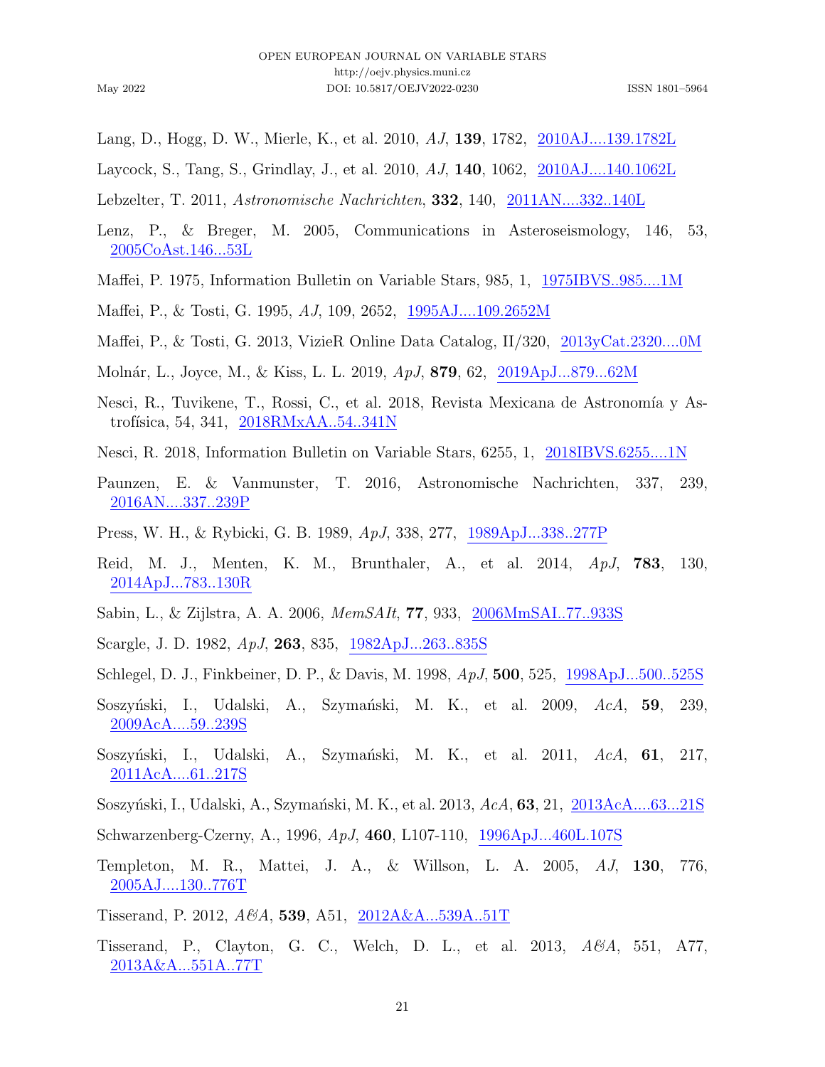Lang, D., Hogg, D. W., Mierle, K., et al. 2010, *AJ*, **139**, 1782, 2010AJ....139.1782L

Laycock, S., Tang, S., Grindlay, J., et al. 2010, *AJ*, **140**, 1062, 2010AJ....140.1062L

Lebzelter, T. 2011, *Astronomische Nachrichten*, **332**, 140, 2011AN....332..140L

Lenz, P., & Breger, M. 2005, Communications in Asteroseismology, 146, 53, 2005CoAst.146...53L

Maffei, P. 1975, Information Bulletin on Variable Stars, 985, 1, 1975IBVS..985....1M

Maffei, P., & Tosti, G. 1995, *AJ*, 109, 2652, 1995AJ....109.2652M

Maffei, P., & Tosti, G. 2013, VizieR Online Data Catalog, II/320, 2013yCat.2320....0M

Molnár, L., Joyce, M., & Kiss, L. L. 2019, *ApJ*, **879**, 62, 2019ApJ...879...62M

Nesci, R., Tuvikene, T., Rossi, C., et al. 2018, Revista Mexicana de Astronomía y Astrofísica, 54, 341, 2018RMxAA..54..341N

Nesci, R. 2018, Information Bulletin on Variable Stars, 6255, 1, 2018IBVS.6255....1N

Paunzen, E. & Vanmunster, T. 2016, Astronomische Nachrichten, 337, 239, 2016AN....337..239P

Press, W. H., & Rybicki, G. B. 1989, *ApJ*, 338, 277, 1989ApJ...338..277P

Reid, M. J., Menten, K. M., Brunthaler, A., et al. 2014, *ApJ*, **783**, 130, 2014ApJ...783..130R

Sabin, L., & Zijlstra, A. A. 2006, *MemSAIt*, **77**, 933, 2006MmSAI..77..933S

Scargle, J. D. 1982, *ApJ*, **263**, 835, 1982ApJ...263..835S

Schlegel, D. J., Finkbeiner, D. P., & Davis, M. 1998, *ApJ*, **500**, 525, 1998ApJ...500..525S

Soszyński, I., Udalski, A., Szymański, M. K., et al. 2009, *AcA*, **59**, 239, 2009AcA....59..239S

Soszyński, I., Udalski, A., Szymański, M. K., et al. 2011, *AcA*, **61**, 217, 2011AcA....61..217S

Soszyński, I., Udalski, A., Szymański, M. K., et al. 2013, *AcA*, **63**, 21, 2013AcA....63...21S

Schwarzenberg-Czerny, A., 1996, *ApJ*, **460**, L107-110, 1996ApJ...460L.107S

Templeton, M. R., Mattei, J. A., & Willson, L. A. 2005, *AJ*, **130**, 776, 2005AJ....130..776T

Tisserand, P. 2012, *A&A*, **539**, A51, 2012A&A...539A..51T

Tisserand, P., Clayton, G. C., Welch, D. L., et al. 2013, *A&A*, 551, A77, 2013A&A...551A..77T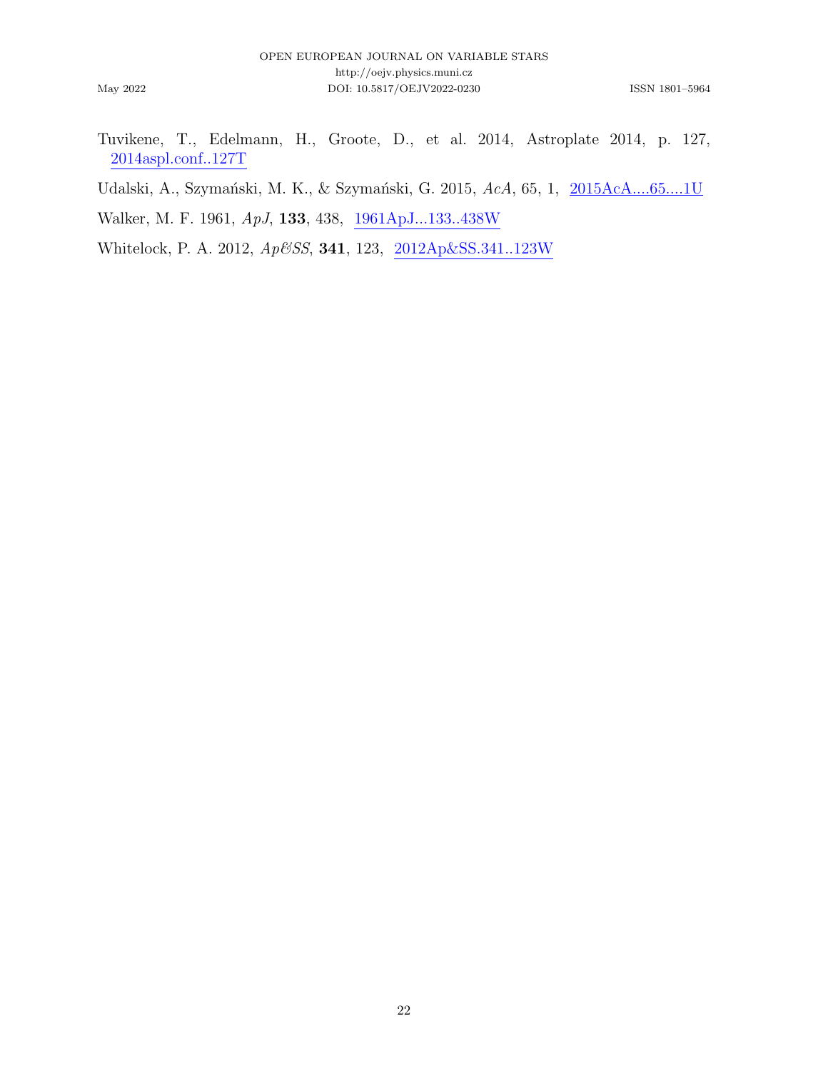Tuvikene, T., Edelmann, H., Groote, D., et al. 2014, Astroplate 2014, p. 127, 2014aspl.conf..127T

Udalski, A., Szymański, M. K., & Szymański, G. 2015, *AcA*, 65, 1, 2015AcA....65....1U

Walker, M. F. 1961, *ApJ*, **133**, 438, 1961ApJ...133..438W

Whitelock, P. A. 2012, *Ap&SS*, **341**, 123, 2012Ap&SS.341..123W